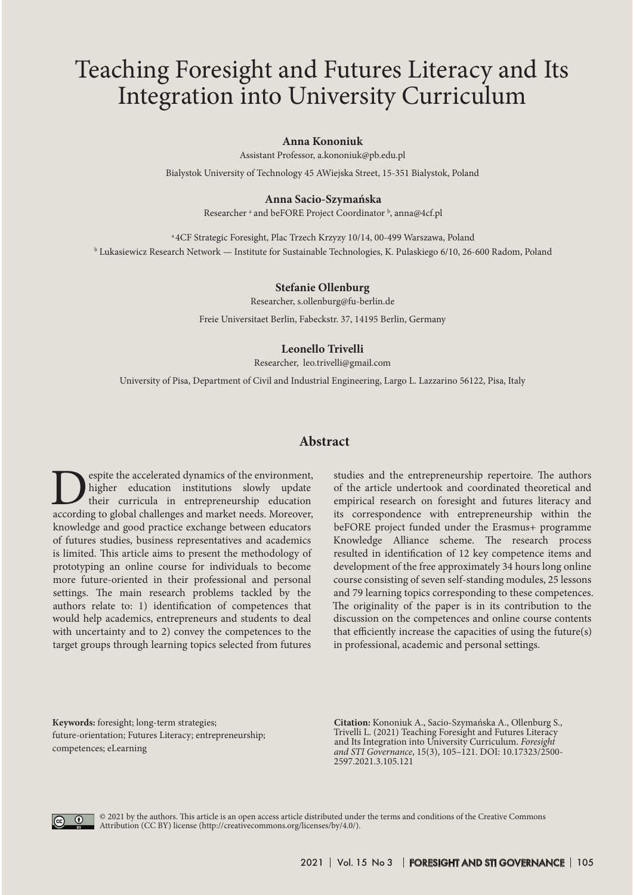# Teaching Foresight and Futures Literacy and Its Integration into University Curriculum

**Anna Kononiuk**

Assistant Professor, a.kononiuk@pb.edu.pl

Bialystok University of Technology 45 AWiejska Street, 15-351 Bialystok, Poland

**Anna Sacio-Szymańska**

Researcher [a] and beFORE Project Coordinator [b], anna@4cf.pl

[a] 4CF Strategic Foresight, Plac Trzech Krzyzy 10/14, 00-499 Warszawa, Poland

[b] Lukasiewicz Research Network — Institute for Sustainable Technologies, K. Pulaskiego 6/10, 26-600 Radom, Poland

**Stefanie Ollenburg**

Researcher, s.ollenburg@fu-berlin.de

Freie Universitaet Berlin, Fabeckstr. 37, 14195 Berlin, Germany

**Leonello Trivelli**

Researcher, leo.trivelli@gmail.com

University of Pisa, Department of Civil and Industrial Engineering, Largo L. Lazzarino 56122, Pisa, Italy

## Abstract

Despite the accelerated dynamics of the environment, higher education institutions slowly update their curricula in entrepreneurship education according to global challenges and market needs. Moreover, knowledge and good practice exchange between educators of futures studies, business representatives and academics is limited. This article aims to present the methodology of prototyping an online course for individuals to become more future-oriented in their professional and personal settings. The main research problems tackled by the authors relate to: 1) identification of competences that would help academics, entrepreneurs and students to deal with uncertainty and to 2) convey the competences to the target groups through learning topics selected from futures studies and the entrepreneurship repertoire. The authors of the article undertook and coordinated theoretical and empirical research on foresight and futures literacy and its correspondence with entrepreneurship within the beFORE project funded under the Erasmus+ programme Knowledge Alliance scheme. The research process resulted in identification of 12 key competence items and development of the free approximately 34 hours long online course consisting of seven self-standing modules, 25 lessons and 79 learning topics corresponding to these competences. The originality of the paper is in its contribution to the discussion on the competences and online course contents that efficiently increase the capacities of using the future(s) in professional, academic and personal settings.

**Keywords:** foresight; long-term strategies; future-orientation; Futures Literacy; entrepreneurship; competences; eLearning

**Citation:** Kononiuk A., Sacio-Szymańska A., Ollenburg S., Trivelli L. (2021) Teaching Foresight and Futures Literacy and Its Integration into University Curriculum. *Foresight and STI Governance*, 15(3), 105–121. DOI: 10.17323/2500-2597.2021.3.105.121

© 2021 by the authors. This article is an open access article distributed under the terms and conditions of the Creative Commons Attribution (CC BY) license (http://creativecommons.org/licenses/by/4.0/).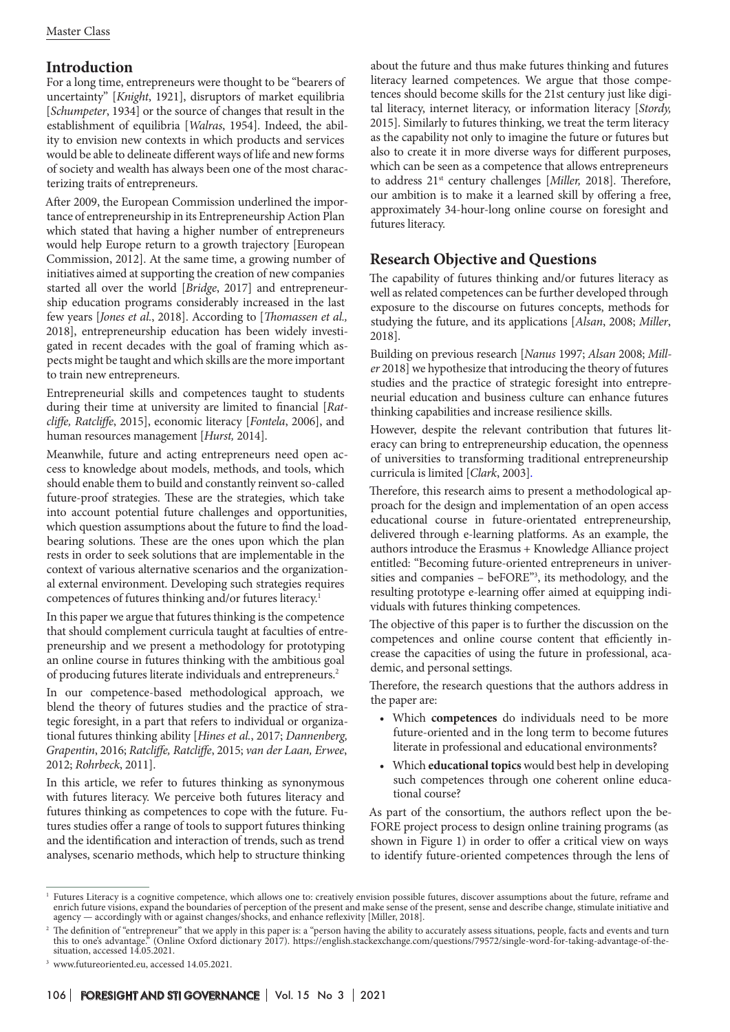## Introduction

For a long time, entrepreneurs were thought to be "bearers of uncertainty" [*Knight*, 1921], disruptors of market equilibria [*Schumpeter*, 1934] or the source of changes that result in the establishment of equilibria [*Walras*, 1954]. Indeed, the ability to envision new contexts in which products and services would be able to delineate different ways of life and new forms of society and wealth has always been one of the most characterizing traits of entrepreneurs.

After 2009, the European Commission underlined the importance of entrepreneurship in its Entrepreneurship Action Plan which stated that having a higher number of entrepreneurs would help Europe return to a growth trajectory [European Commission, 2012]. At the same time, a growing number of initiatives aimed at supporting the creation of new companies started all over the world [*Bridge*, 2017] and entrepreneurship education programs considerably increased in the last few years [*Jones et al.*, 2018]. According to [*Thomassen et al.,* 2018], entrepreneurship education has been widely investigated in recent decades with the goal of framing which aspects might be taught and which skills are the more important to train new entrepreneurs.

Entrepreneurial skills and competences taught to students during their time at university are limited to financial [*Ratcliffe, Ratcliffe*, 2015], economic literacy [*Fontela*, 2006], and human resources management [*Hurst,* 2014].

Meanwhile, future and acting entrepreneurs need open access to knowledge about models, methods, and tools, which should enable them to build and constantly reinvent so-called future-proof strategies. These are the strategies, which take into account potential future challenges and opportunities, which question assumptions about the future to find the load-bearing solutions. These are the ones upon which the plan rests in order to seek solutions that are implementable in the context of various alternative scenarios and the organizational external environment. Developing such strategies requires competences of futures thinking and/or futures literacy.[1]

In this paper we argue that futures thinking is the competence that should complement curricula taught at faculties of entrepreneurship and we present a methodology for prototyping an online course in futures thinking with the ambitious goal of producing futures literate individuals and entrepreneurs.[2]

In our competence-based methodological approach, we blend the theory of futures studies and the practice of strategic foresight, in a part that refers to individual or organizational futures thinking ability [*Hines et al.*, 2017; *Dannenberg, Grapentin*, 2016; *Ratcliffe, Ratcliffe*, 2015; *van der Laan, Erwee*, 2012; *Rohrbeck*, 2011].

In this article, we refer to futures thinking as synonymous with futures literacy. We perceive both futures literacy and futures thinking as competences to cope with the future. Futures studies offer a range of tools to support futures thinking and the identification and interaction of trends, such as trend analyses, scenario methods, which help to structure thinking about the future and thus make futures thinking and futures literacy learned competences. We argue that those competences should become skills for the 21st century just like digital literacy, internet literacy, or information literacy [*Stordy,* 2015]. Similarly to futures thinking, we treat the term literacy as the capability not only to imagine the future or futures but also to create it in more diverse ways for different purposes, which can be seen as a competence that allows entrepreneurs to address 21st century challenges [*Miller,* 2018]. Therefore, our ambition is to make it a learned skill by offering a free, approximately 34-hour-long online course on foresight and futures literacy.

## Research Objective and Questions

The capability of futures thinking and/or futures literacy as well as related competences can be further developed through exposure to the discourse on futures concepts, methods for studying the future, and its applications [*Alsan*, 2008; *Miller*, 2018].

Building on previous research [*Nanus* 1997; *Alsan* 2008; *Miller* 2018] we hypothesize that introducing the theory of futures studies and the practice of strategic foresight into entrepreneurial education and business culture can enhance futures thinking capabilities and increase resilience skills.

However, despite the relevant contribution that futures literacy can bring to entrepreneurship education, the openness of universities to transforming traditional entrepreneurship curricula is limited [*Clark*, 2003].

Therefore, this research aims to present a methodological approach for the design and implementation of an open access educational course in future-orientated entrepreneurship, delivered through e-learning platforms. As an example, the authors introduce the Erasmus + Knowledge Alliance project entitled: "Becoming future-oriented entrepreneurs in universities and companies – beFORE"[3], its methodology, and the resulting prototype e-learning offer aimed at equipping individuals with futures thinking competences.

The objective of this paper is to further the discussion on the competences and online course content that efficiently increase the capacities of using the future in professional, academic, and personal settings.

Therefore, the research questions that the authors address in the paper are:

- Which **competences** do individuals need to be more future-oriented and in the long term to become futures literate in professional and educational environments?
- Which **educational topics** would best help in developing such competences through one coherent online educational course?

As part of the consortium, the authors reflect upon the beFORE project process to design online training programs (as shown in Figure 1) in order to offer a critical view on ways to identify future-oriented competences through the lens of

---

[1] Futures Literacy is a cognitive competence, which allows one to: creatively envision possible futures, discover assumptions about the future, reframe and enrich future visions, expand the boundaries of perception of the present and make sense of the present, sense and describe change, stimulate initiative and agency — accordingly with or against changes/shocks, and enhance reflexivity [Miller, 2018].

[2] The definition of "entrepreneur" that we apply in this paper is: a "person having the ability to accurately assess situations, people, facts and events and turn this to one's advantage." (Online Oxford dictionary 2017). https://english.stackexchange.com/questions/79572/single-word-for-taking-advantage-of-the-situation, accessed 14.05.2021.

[3] www.futureoriented.eu, accessed 14.05.2021.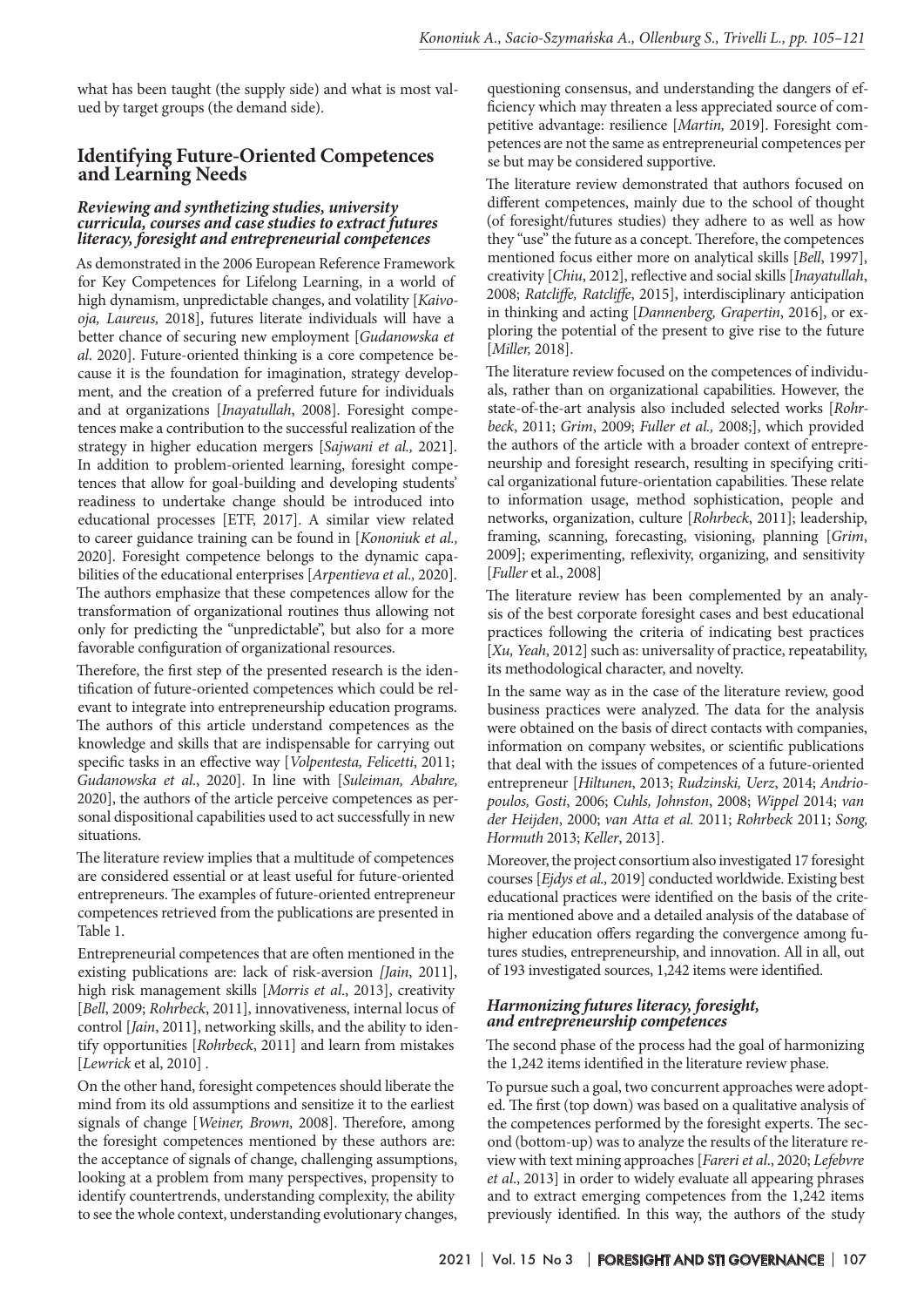what has been taught (the supply side) and what is most valued by target groups (the demand side).

## Identifying Future-Oriented Competences and Learning Needs

### *Reviewing and synthetizing studies, university curricula, courses and case studies to extract futures literacy, foresight and entrepreneurial competences*

As demonstrated in the 2006 European Reference Framework for Key Competences for Lifelong Learning, in a world of high dynamism, unpredictable changes, and volatility [*Kaivo-oja, Laureus,* 2018], futures literate individuals will have a better chance of securing new employment [*Gudanowska et al*. 2020]. Future-oriented thinking is a core competence because it is the foundation for imagination, strategy development, and the creation of a preferred future for individuals and at organizations [*Inayatullah*, 2008]. Foresight competences make a contribution to the successful realization of the strategy in higher education mergers [*Sajwani et al.,* 2021]. In addition to problem-oriented learning, foresight competences that allow for goal-building and developing students' readiness to undertake change should be introduced into educational processes [ETF, 2017]. A similar view related to career guidance training can be found in [*Kononiuk et al.,* 2020]. Foresight competence belongs to the dynamic capabilities of the educational enterprises [*Arpentieva et al.,* 2020]. The authors emphasize that these competences allow for the transformation of organizational routines thus allowing not only for predicting the "unpredictable", but also for a more favorable configuration of organizational resources.

Therefore, the first step of the presented research is the identification of future-oriented competences which could be relevant to integrate into entrepreneurship education programs. The authors of this article understand competences as the knowledge and skills that are indispensable for carrying out specific tasks in an effective way [*Volpentesta, Felicetti*, 2011; *Gudanowska et al*., 2020]. In line with [*Suleiman, Abahre,* 2020], the authors of the article perceive competences as personal dispositional capabilities used to act successfully in new situations.

The literature review implies that a multitude of competences are considered essential or at least useful for future-oriented entrepreneurs. The examples of future-oriented entrepreneur competences retrieved from the publications are presented in Table 1.

Entrepreneurial competences that are often mentioned in the existing publications are: lack of risk-aversion *[Jain*, 2011], high risk management skills [*Morris et al*., 2013], creativity [*Bell*, 2009; *Rohrbeck*, 2011], innovativeness, internal locus of control [*Jain*, 2011], networking skills, and the ability to identify opportunities [*Rohrbeck*, 2011] and learn from mistakes [*Lewrick* et al, 2010] .

On the other hand, foresight competences should liberate the mind from its old assumptions and sensitize it to the earliest signals of change [*Weiner, Brown,* 2008]. Therefore, among the foresight competences mentioned by these authors are: the acceptance of signals of change, challenging assumptions, looking at a problem from many perspectives, propensity to identify countertrends, understanding complexity, the ability to see the whole context, understanding evolutionary changes, questioning consensus, and understanding the dangers of efficiency which may threaten a less appreciated source of competitive advantage: resilience [*Martin,* 2019]. Foresight competences are not the same as entrepreneurial competences per se but may be considered supportive.

The literature review demonstrated that authors focused on different competences, mainly due to the school of thought (of foresight/futures studies) they adhere to as well as how they "use" the future as a concept. Therefore, the competences mentioned focus either more on analytical skills [*Bell*, 1997], creativity [*Chiu*, 2012], reflective and social skills [*Inayatullah*, 2008; *Ratcliffe, Ratcliffe*, 2015], interdisciplinary anticipation in thinking and acting [*Dannenberg, Grapertin*, 2016], or exploring the potential of the present to give rise to the future [*Miller,* 2018].

The literature review focused on the competences of individuals, rather than on organizational capabilities. However, the state-of-the-art analysis also included selected works [*Rohrbeck*, 2011; *Grim*, 2009; *Fuller et al.,* 2008;], which provided the authors of the article with a broader context of entrepreneurship and foresight research, resulting in specifying critical organizational future-orientation capabilities. These relate to information usage, method sophistication, people and networks, organization, culture [*Rohrbeck*, 2011]; leadership, framing, scanning, forecasting, visioning, planning [*Grim*, 2009]; experimenting, reflexivity, organizing, and sensitivity [*Fuller* et al., 2008]

The literature review has been complemented by an analysis of the best corporate foresight cases and best educational practices following the criteria of indicating best practices [*Xu, Yeah*, 2012] such as: universality of practice, repeatability, its methodological character, and novelty.

In the same way as in the case of the literature review, good business practices were analyzed. The data for the analysis were obtained on the basis of direct contacts with companies, information on company websites, or scientific publications that deal with the issues of competences of a future-oriented entrepreneur [*Hiltunen*, 2013; *Rudzinski, Uerz*, 2014; *Andriopoulos, Gosti*, 2006; *Cuhls, Johnston*, 2008; *Wippel* 2014; *van der Heijden*, 2000; *van Atta et al.* 2011; *Rohrbeck* 2011; *Song, Hormuth* 2013; *Keller*, 2013].

Moreover, the project consortium also investigated 17 foresight courses [*Ejdys et al.,* 2019] conducted worldwide. Existing best educational practices were identified on the basis of the criteria mentioned above and a detailed analysis of the database of higher education offers regarding the convergence among futures studies, entrepreneurship, and innovation. All in all, out of 193 investigated sources, 1,242 items were identified.

### *Harmonizing futures literacy, foresight, and entrepreneurship competences*

The second phase of the process had the goal of harmonizing the 1,242 items identified in the literature review phase.

To pursue such a goal, two concurrent approaches were adopted. The first (top down) was based on a qualitative analysis of the competences performed by the foresight experts. The second (bottom-up) was to analyze the results of the literature review with text mining approaches [*Fareri et al*., 2020; *Lefebvre et al*., 2013] in order to widely evaluate all appearing phrases and to extract emerging competences from the 1,242 items previously identified. In this way, the authors of the study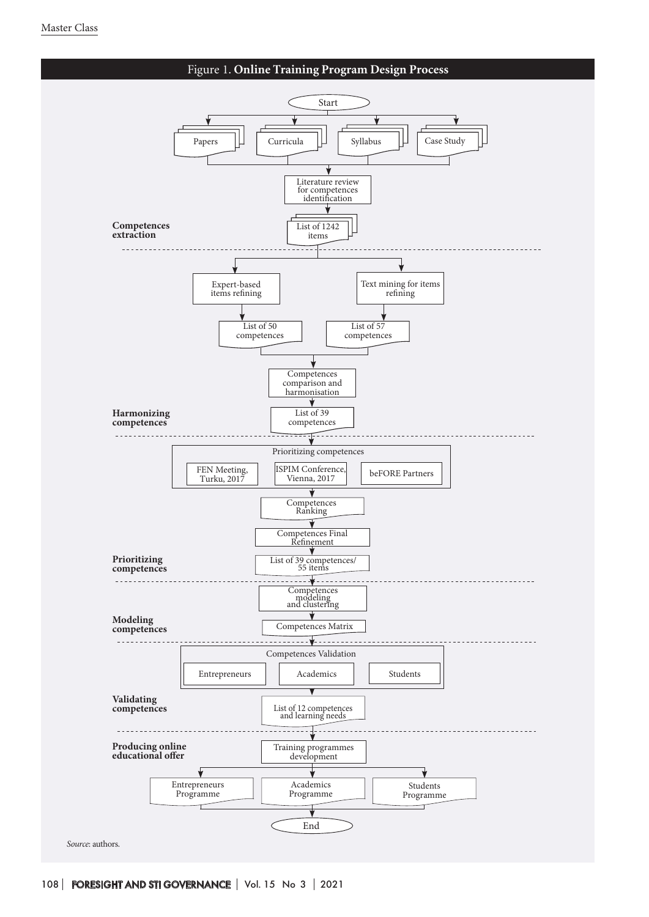Figure 1. **Online Training Program Design Process**

Start

Papers | Curricula | Syllabus | Case Study

Literature review for competences identification

List of 1242 items

**Competences extraction**

Expert-based items refining → List of 50 competences

Text mining for items refining → List of 57 competences

Competences comparison and harmonisation

List of 39 competences

**Harmonizing competences**

Prioritizing competences: FEN Meeting, Turku, 2017 | ISPIM Conference, Vienna, 2017 | beFORE Partners

Competences Ranking

Competences Final Refinement

List of 39 competences/ 55 items

**Prioritizing competences**

Competences modeling and clustering

Competences Matrix

**Modeling competences**

Competences Validation: Entrepreneurs | Academics | Students

List of 12 competences and learning needs

**Validating competences**

Training programmes development

**Producing online educational offer**

Entrepreneurs Programme | Academics Programme | Students Programme

End

*Source*: authors.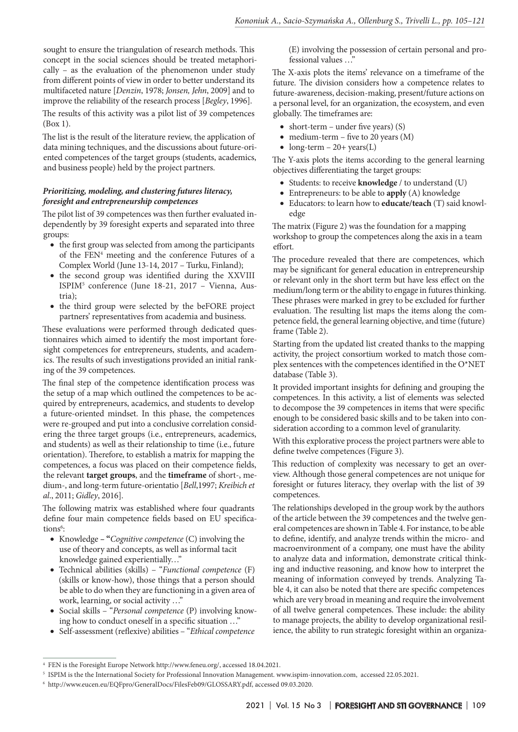sought to ensure the triangulation of research methods. This concept in the social sciences should be treated metaphorically – as the evaluation of the phenomenon under study from different points of view in order to better understand its multifaceted nature [*Denzin*, 1978; *Jonsen, Jehn*, 2009] and to improve the reliability of the research process [*Begley*, 1996].

The results of this activity was a pilot list of 39 competences (Box 1).

The list is the result of the literature review, the application of data mining techniques, and the discussions about future-oriented competences of the target groups (students, academics, and business people) held by the project partners.

### *Prioritizing, modeling, and clustering futures literacy, foresight and entrepreneurship competences*

The pilot list of 39 competences was then further evaluated independently by 39 foresight experts and separated into three groups:

- the first group was selected from among the participants of the FEN[4] meeting and the conference Futures of a Complex World (June 13-14, 2017 – Turku, Finland);
- the second group was identified during the XXVIII ISPIM[5] conference (June 18-21, 2017 – Vienna, Austria);
- the third group were selected by the beFORE project partners' representatives from academia and business.

These evaluations were performed through dedicated questionnaires which aimed to identify the most important foresight competences for entrepreneurs, students, and academics. The results of such investigations provided an initial ranking of the 39 competences.

The final step of the competence identification process was the setup of a map which outlined the competences to be acquired by entrepreneurs, academics, and students to develop a future-oriented mindset. In this phase, the competences were re-grouped and put into a conclusive correlation considering the three target groups (i.e., entrepreneurs, academics, and students) as well as their relationship to time (i.e., future orientation). Therefore, to establish a matrix for mapping the competences, a focus was placed on their competence fields, the relevant **target groups**, and the **timeframe** of short-, medium-, and long-term future-orientatio [*Bell*,1997; *Kreibich et al*., 2011; *Gidley*, 2016].

The following matrix was established where four quadrants define four main competence fields based on EU specifications[6]:

- Knowledge – **"***Cognitive competence* (C) involving the use of theory and concepts, as well as informal tacit knowledge gained experientially…"
- Technical abilities (skills) – "*Functional competence* (F) (skills or know-how), those things that a person should be able to do when they are functioning in a given area of work, learning, or social activity …"
- Social skills – "*Personal competence* (P) involving knowing how to conduct oneself in a specific situation …"
- Self-assessment (reflexive) abilities – "*Ethical competence* (E) involving the possession of certain personal and professional values …"

The X-axis plots the items' relevance on a timeframe of the future. The division considers how a competence relates to future-awareness, decision-making, present/future actions on a personal level, for an organization, the ecosystem, and even globally. The timeframes are:

- short-term – under five years) (S)
- medium-term – five to 20 years (M)
- long-term – 20+ years(L)

The Y-axis plots the items according to the general learning objectives differentiating the target groups:

- Students: to receive **knowledge** / to understand (U)
- Entrepreneurs: to be able to **apply** (A) knowledge
- Educators: to learn how to **educate/teach** (T) said knowledge

The matrix (Figure 2) was the foundation for a mapping workshop to group the competences along the axis in a team effort.

The procedure revealed that there are competences, which may be significant for general education in entrepreneurship or relevant only in the short term but have less effect on the medium/long term or the ability to engage in futures thinking. These phrases were marked in grey to be excluded for further evaluation. The resulting list maps the items along the competence field, the general learning objective, and time (future) frame (Table 2).

Starting from the updated list created thanks to the mapping activity, the project consortium worked to match those complex sentences with the competences identified in the O*NET database (Table 3).

It provided important insights for defining and grouping the competences. In this activity, a list of elements was selected to decompose the 39 competences in items that were specific enough to be considered basic skills and to be taken into consideration according to a common level of granularity.

With this explorative process the project partners were able to define twelve competences (Figure 3).

This reduction of complexity was necessary to get an overview. Although those general competences are not unique for foresight or futures literacy, they overlap with the list of 39 competences.

The relationships developed in the group work by the authors of the article between the 39 competences and the twelve general competences are shown in Table 4. For instance, to be able to define, identify, and analyze trends within the micro- and macroenvironment of a company, one must have the ability to analyze data and information, demonstrate critical thinking and inductive reasoning, and know how to interpret the meaning of information conveyed by trends. Analyzing Table 4, it can also be noted that there are specific competences which are very broad in meaning and require the involvement of all twelve general competences. These include: the ability to manage projects, the ability to develop organizational resilience, the ability to run strategic foresight within an organiza-

[4] FEN is the Foresight Europe Network http://www.feneu.org/, accessed 18.04.2021.

[5] ISPIM is the the International Society for Professional Innovation Management. www.ispim-innovation.com, accessed 22.05.2021.

[6] http://www.eucen.eu/EQFpro/GeneralDocs/FilesFeb09/GLOSSARY.pdf, accessed 09.03.2020.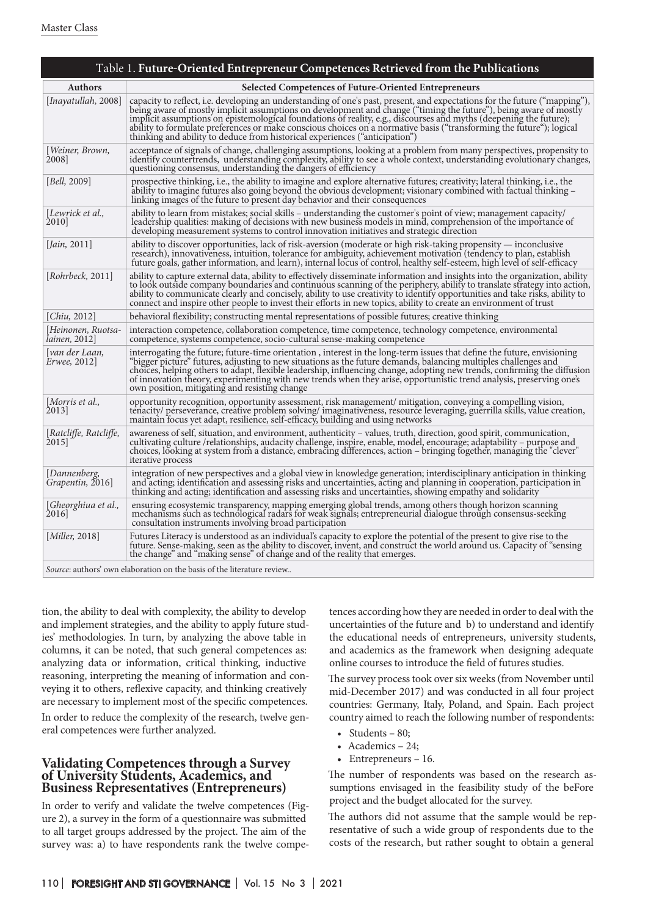Table 1. **Future-Oriented Entrepreneur Competences Retrieved from the Publications**

| Authors | Selected Competences of Future-Oriented Entrepreneurs |
|---|---|
| [*Inayatullah,* 2008] | capacity to reflect, i.e. developing an understanding of one's past, present, and expectations for the future ("mapping"), being aware of mostly implicit assumptions on development and change ("timing the future"), being aware of mostly implicit assumptions on epistemological foundations of reality, e.g., discourses and myths (deepening the future); ability to formulate preferences or make conscious choices on a normative basis ("transforming the future"); logical thinking and ability to deduce from historical experiences ("anticipation") |
| [*Weiner, Brown,* 2008] | acceptance of signals of change, challenging assumptions, looking at a problem from many perspectives, propensity to identify countertrends, understanding complexity, ability to see a whole context, understanding evolutionary changes, questioning consensus, understanding the dangers of efficiency |
| [*Bell,* 2009] | prospective thinking, i.e., the ability to imagine and explore alternative futures; creativity; lateral thinking, i.e., the ability to imagine futures also going beyond the obvious development; visionary combined with factual thinking – linking images of the future to present day behavior and their consequences |
| [*Lewrick et al.,* 2010] | ability to learn from mistakes; social skills – understanding the customer's point of view; management capacity/ leadership qualities: making of decisions with new business models in mind, comprehension of the importance of developing measurement systems to control innovation initiatives and strategic direction |
| [*Jain,* 2011] | ability to discover opportunities, lack of risk-aversion (moderate or high risk-taking propensity — inconclusive research), innovativeness, intuition, tolerance for ambiguity, achievement motivation (tendency to plan, establish future goals, gather information, and learn), internal locus of control, healthy self-esteem, high level of self-efficacy |
| [*Rohrbeck,* 2011] | ability to capture external data, ability to effectively disseminate information and insights into the organization, ability to look outside company boundaries and continuous scanning of the periphery, ability to translate strategy into action, ability to communicate clearly and concisely, ability to use creativity to identify opportunities and take risks, ability to connect and inspire other people to invest their efforts in new topics, ability to create an environment of trust |
| [*Chiu,* 2012] | behavioral flexibility; constructing mental representations of possible futures; creative thinking |
| [*Heinonen, Ruotsalainen,* 2012] | interaction competence, collaboration competence, time competence, technology competence, environmental competence, systems competence, socio-cultural sense-making competence |
| [*van der Laan, Erwee,* 2012] | interrogating the future; future-time orientation , interest in the long-term issues that define the future, envisioning "bigger picture" futures, adjusting to new situations as the future demands, balancing multiples challenges and choices, helping others to adapt, flexible leadership, influencing change, adopting new trends, confirming the diffusion of innovation theory, experimenting with new trends when they arise, opportunistic trend analysis, preserving one's own position, mitigating and resisting change |
| [*Morris et al.,* 2013] | opportunity recognition, opportunity assessment, risk management/ mitigation, conveying a compelling vision, tenacity/ perseverance, creative problem solving/ imaginativeness, resource leveraging, guerrilla skills, value creation, maintain focus yet adapt, resilience, self-efficacy, building and using networks |
| [*Ratcliffe, Ratcliffe,* 2015] | awareness of self, situation, and environment, authenticity – values, truth, direction, good spirit, communication, cultivating culture /relationships, audacity challenge, inspire, enable, model, encourage; adaptability – purpose and choices, looking at system from a distance, embracing differences, action – bringing together, managing the "clever" iterative process |
| [*Dannenberg, Grapentin,* 2016] | integration of new perspectives and a global view in knowledge generation; interdisciplinary anticipation in thinking and acting; identification and assessing risks and uncertainties, acting and planning in cooperation, participation in thinking and acting; identification and assessing risks and uncertainties, showing empathy and solidarity |
| [*Gheorghiua et al.,* 2016] | ensuring ecosystemic transparency, mapping emerging global trends, among others though horizon scanning mechanisms such as technological radars for weak signals; entrepreneurial dialogue through consensus-seeking consultation instruments involving broad participation |
| [*Miller,* 2018] | Futures Literacy is understood as an individual's capacity to explore the potential of the present to give rise to the future. Sense-making, seen as the ability to discover, invent, and construct the world around us. Capacity of "sensing the change" and "making sense" of change and of the reality that emerges. |

*Source*: authors' own elaboration on the basis of the literature review..

tion, the ability to deal with complexity, the ability to develop and implement strategies, and the ability to apply future studies' methodologies. In turn, by analyzing the above table in columns, it can be noted, that such general competences as: analyzing data or information, critical thinking, inductive reasoning, interpreting the meaning of information and conveying it to others, reflexive capacity, and thinking creatively are necessary to implement most of the specific competences.

In order to reduce the complexity of the research, twelve general competences were further analyzed.

## Validating Competences through a Survey of University Students, Academics, and Business Representatives (Entrepreneurs)

In order to verify and validate the twelve competences (Figure 2), a survey in the form of a questionnaire was submitted to all target groups addressed by the project. The aim of the survey was: a) to have respondents rank the twelve competences according how they are needed in order to deal with the uncertainties of the future and b) to understand and identify the educational needs of entrepreneurs, university students, and academics as the framework when designing adequate online courses to introduce the field of futures studies.

The survey process took over six weeks (from November until mid-December 2017) and was conducted in all four project countries: Germany, Italy, Poland, and Spain. Each project country aimed to reach the following number of respondents:

- Students – 80;
- Academics – 24;
- Entrepreneurs – 16.

The number of respondents was based on the research assumptions envisaged in the feasibility study of the beFore project and the budget allocated for the survey.

The authors did not assume that the sample would be representative of such a wide group of respondents due to the costs of the research, but rather sought to obtain a general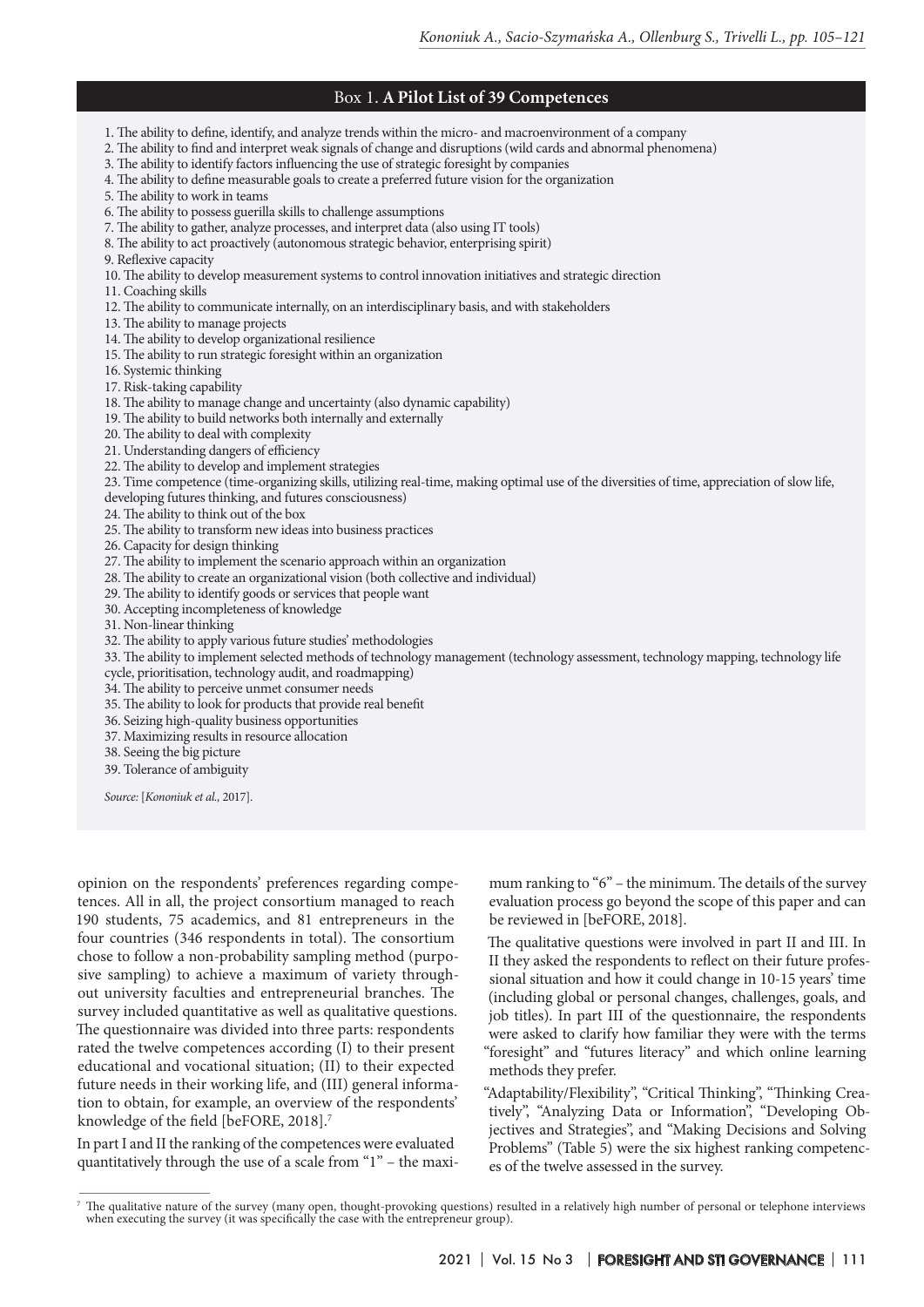**Box 1. A Pilot List of 39 Competences**

1. The ability to define, identify, and analyze trends within the micro- and macroenvironment of a company
2. The ability to find and interpret weak signals of change and disruptions (wild cards and abnormal phenomena)
3. The ability to identify factors influencing the use of strategic foresight by companies
4. The ability to define measurable goals to create a preferred future vision for the organization
5. The ability to work in teams
6. The ability to possess guerilla skills to challenge assumptions
7. The ability to gather, analyze processes, and interpret data (also using IT tools)
8. The ability to act proactively (autonomous strategic behavior, enterprising spirit)
9. Reflexive capacity
10. The ability to develop measurement systems to control innovation initiatives and strategic direction
11. Coaching skills
12. The ability to communicate internally, on an interdisciplinary basis, and with stakeholders
13. The ability to manage projects
14. The ability to develop organizational resilience
15. The ability to run strategic foresight within an organization
16. Systemic thinking
17. Risk-taking capability
18. The ability to manage change and uncertainty (also dynamic capability)
19. The ability to build networks both internally and externally
20. The ability to deal with complexity
21. Understanding dangers of efficiency
22. The ability to develop and implement strategies
23. Time competence (time-organizing skills, utilizing real-time, making optimal use of the diversities of time, appreciation of slow life, developing futures thinking, and futures consciousness)
24. The ability to think out of the box
25. The ability to transform new ideas into business practices
26. Capacity for design thinking
27. The ability to implement the scenario approach within an organization
28. The ability to create an organizational vision (both collective and individual)
29. The ability to identify goods or services that people want
30. Accepting incompleteness of knowledge
31. Non-linear thinking
32. The ability to apply various future studies' methodologies
33. The ability to implement selected methods of technology management (technology assessment, technology mapping, technology life cycle, prioritisation, technology audit, and roadmapping)
34. The ability to perceive unmet consumer needs
35. The ability to look for products that provide real benefit
36. Seizing high-quality business opportunities
37. Maximizing results in resource allocation
38. Seeing the big picture
39. Tolerance of ambiguity

*Source:* [*Kononiuk et al.,* 2017].

opinion on the respondents' preferences regarding competences. All in all, the project consortium managed to reach 190 students, 75 academics, and 81 entrepreneurs in the four countries (346 respondents in total). The consortium chose to follow a non-probability sampling method (purposive sampling) to achieve a maximum of variety throughout university faculties and entrepreneurial branches. The survey included quantitative as well as qualitative questions. The questionnaire was divided into three parts: respondents rated the twelve competences according (I) to their present educational and vocational situation; (II) to their expected future needs in their working life, and (III) general information to obtain, for example, an overview of the respondents' knowledge of the field [beFORE, 2018].[7]

In part I and II the ranking of the competences were evaluated quantitatively through the use of a scale from "1" – the maximum ranking to "6" – the minimum. The details of the survey evaluation process go beyond the scope of this paper and can be reviewed in [beFORE, 2018].

The qualitative questions were involved in part II and III. In II they asked the respondents to reflect on their future professional situation and how it could change in 10-15 years' time (including global or personal changes, challenges, goals, and job titles). In part III of the questionnaire, the respondents were asked to clarify how familiar they were with the terms "foresight" and "futures literacy" and which online learning methods they prefer.

"Adaptability/Flexibility", "Critical Thinking", "Thinking Creatively", "Analyzing Data or Information", "Developing Objectives and Strategies", and "Making Decisions and Solving Problems" (Table 5) were the six highest ranking competences of the twelve assessed in the survey.

[7] The qualitative nature of the survey (many open, thought-provoking questions) resulted in a relatively high number of personal or telephone interviews when executing the survey (it was specifically the case with the entrepreneur group).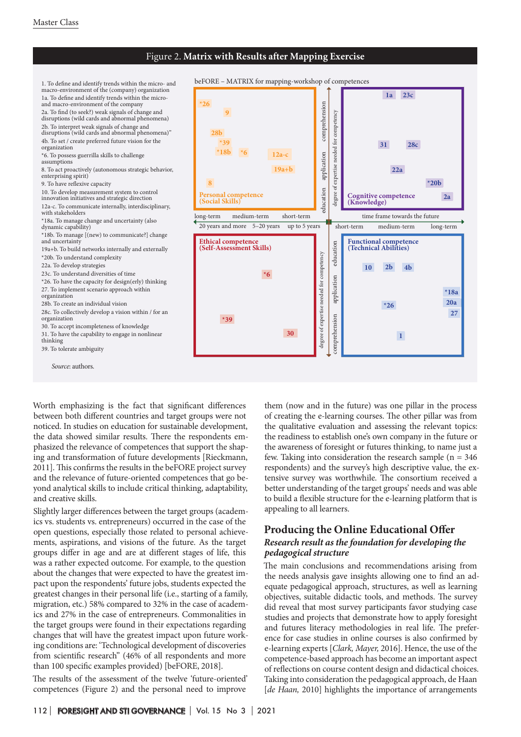Figure 2. **Matrix with Results after Mapping Exercise**

1. To define and identify trends within the micro- and macro-environment of the (company) organization
1a. To define and identify trends within the micro- and macro-environment of the company
2a. To find (to seek?) weak signals of change and disruptions (wild cards and abnormal phenomena)
2b. To interpret weak signals of change and disruptions (wild cards and abnormal phenomena)"
4b. To set / create preferred future vision for the organization
*6. To possess guerrilla skills to challenge assumptions
8. To act proactively (autonomous strategic behavior, enterprising spirit)
9. To have reflexive capacity
10. To develop measurement system to control innovation initiatives and strategic direction
12a-c. To communicate internally, interdisciplinary, with stakeholders
*18a. To manage change and uncertainty (also dynamic capability)
*18b. To manage [(new) to communicate?] change and uncertainty
19a+b. To build networks internally and externally
*20b. To understand complexity
22a. To develop strategies
23c. To understand diversities of time
*26. To have the capacity for design(erly) thinking
27. To implement scenario approach within organization
28b. To create an individual vision
28c. To collectively develop a vision within / for an organization
30. To accept incompleteness of knowledge
31. To have the capability to engage in nonlinear thinking
39. To tolerate ambiguity

beFORE – MATRIX for mapping-workshop of competences

Personal competence (Social Skills): *26, 9, 28b, *39, *18b, *6, 12a-c, 19a+b, 8
Cognitive competence (Knowledge): 1a, 23c, 31, 28c, 22a, *20b, 2a
Ethical competence (Self-Assessment Skills): *6, *39, 30
Functional competence (Technical Abilities): 10, 2b, 4b, *18a, 20a, *26, 27, 1

Axes: time frame towards the future — long-term (20 years and more), medium-term (5–20 years), short-term (up to 5 years); degree of expertise needed for competency — education, application, comprehension

*Source*: authors.

Worth emphasizing is the fact that significant differences between both different countries and target groups were not noticed. In studies on education for sustainable development, the data showed similar results. There the respondents emphasized the relevance of competences that support the shaping and transformation of future developments [Rieckmann, 2011]. This confirms the results in the beFORE project survey and the relevance of future-oriented competences that go beyond analytical skills to include critical thinking, adaptability, and creative skills.

Slightly larger differences between the target groups (academics vs. students vs. entrepreneurs) occurred in the case of the open questions, especially those related to personal achievements, aspirations, and visions of the future. As the target groups differ in age and are at different stages of life, this was a rather expected outcome. For example, to the question about the changes that were expected to have the greatest impact upon the respondents' future jobs, students expected the greatest changes in their personal life (i.e., starting of a family, migration, etc.) 58% compared to 32% in the case of academics and 27% in the case of entrepreneurs. Commonalities in the target groups were found in their expectations regarding changes that will have the greatest impact upon future working conditions are: 'Technological development of discoveries from scientific research" (46% of all respondents and more than 100 specific examples provided) [beFORE, 2018].

The results of the assessment of the twelve 'future-oriented' competences (Figure 2) and the personal need to improve them (now and in the future) was one pillar in the process of creating the e-learning courses. The other pillar was from the qualitative evaluation and assessing the relevant topics: the readiness to establish one's own company in the future or the awareness of foresight or futures thinking, to name just a few. Taking into consideration the research sample (n = 346 respondents) and the survey's high descriptive value, the extensive survey was worthwhile. The consortium received a better understanding of the target groups' needs and was able to build a flexible structure for the e-learning platform that is appealing to all learners.

## Producing the Online Educational Offer

### *Research result as the foundation for developing the pedagogical structure*

The main conclusions and recommendations arising from the needs analysis gave insights allowing one to find an adequate pedagogical approach, structures, as well as learning objectives, suitable didactic tools, and methods. The survey did reveal that most survey participants favor studying case studies and projects that demonstrate how to apply foresight and futures literacy methodologies in real life. The preference for case studies in online courses is also confirmed by e-learning experts [*Clark, Mayer,* 2016]. Hence, the use of the competence-based approach has become an important aspect of reflections on course content design and didactical choices. Taking into consideration the pedagogical approach, de Haan [*de Haan,* 2010] highlights the importance of arrangements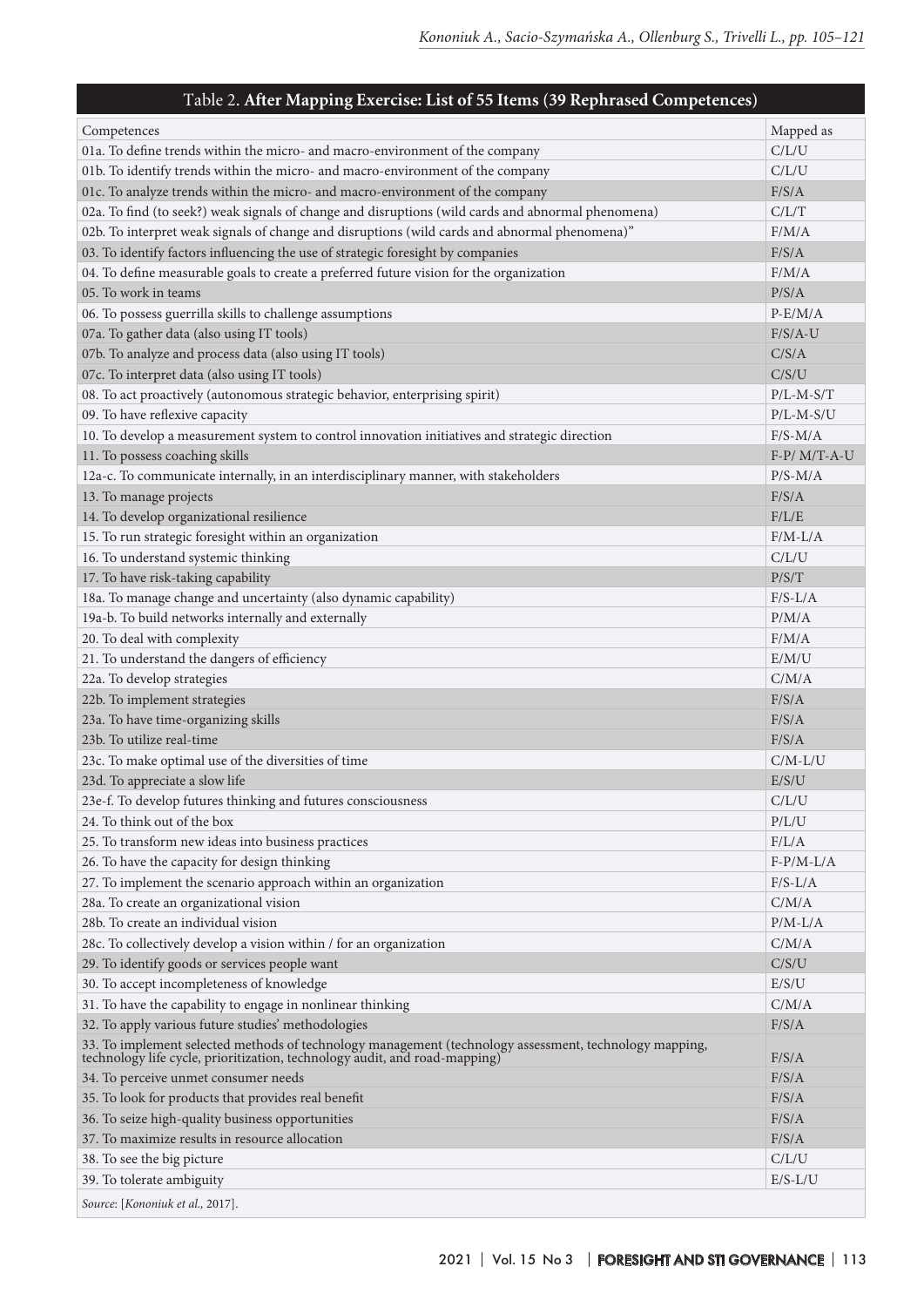Table 2. **After Mapping Exercise: List of 55 Items (39 Rephrased Competences)**

| Competences | Mapped as |
|---|---|
| 01a. To define trends within the micro- and macro-environment of the company | C/L/U |
| 01b. To identify trends within the micro- and macro-environment of the company | C/L/U |
| 01c. To analyze trends within the micro- and macro-environment of the company | F/S/A |
| 02a. To find (to seek?) weak signals of change and disruptions (wild cards and abnormal phenomena) | C/L/T |
| 02b. To interpret weak signals of change and disruptions (wild cards and abnormal phenomena)" | F/M/A |
| 03. To identify factors influencing the use of strategic foresight by companies | F/S/A |
| 04. To define measurable goals to create a preferred future vision for the organization | F/M/A |
| 05. To work in teams | P/S/A |
| 06. To possess guerrilla skills to challenge assumptions | P-E/M/A |
| 07a. To gather data (also using IT tools) | F/S/A-U |
| 07b. To analyze and process data (also using IT tools) | C/S/A |
| 07c. To interpret data (also using IT tools) | C/S/U |
| 08. To act proactively (autonomous strategic behavior, enterprising spirit) | P/L-M-S/T |
| 09. To have reflexive capacity | P/L-M-S/U |
| 10. To develop a measurement system to control innovation initiatives and strategic direction | F/S-M/A |
| 11. To possess coaching skills | F-P/ M/T-A-U |
| 12a-c. To communicate internally, in an interdisciplinary manner, with stakeholders | P/S-M/A |
| 13. To manage projects | F/S/A |
| 14. To develop organizational resilience | F/L/E |
| 15. To run strategic foresight within an organization | F/M-L/A |
| 16. To understand systemic thinking | C/L/U |
| 17. To have risk-taking capability | P/S/T |
| 18a. To manage change and uncertainty (also dynamic capability) | F/S-L/A |
| 19a-b. To build networks internally and externally | P/M/A |
| 20. To deal with complexity | F/M/A |
| 21. To understand the dangers of efficiency | E/M/U |
| 22a. To develop strategies | C/M/A |
| 22b. To implement strategies | F/S/A |
| 23a. To have time-organizing skills | F/S/A |
| 23b. To utilize real-time | F/S/A |
| 23c. To make optimal use of the diversities of time | C/M-L/U |
| 23d. To appreciate a slow life | E/S/U |
| 23e-f. To develop futures thinking and futures consciousness | C/L/U |
| 24. To think out of the box | P/L/U |
| 25. To transform new ideas into business practices | F/L/A |
| 26. To have the capacity for design thinking | F-P/M-L/A |
| 27. To implement the scenario approach within an organization | F/S-L/A |
| 28a. To create an organizational vision | C/M/A |
| 28b. To create an individual vision | P/M-L/A |
| 28c. To collectively develop a vision within / for an organization | C/M/A |
| 29. To identify goods or services people want | C/S/U |
| 30. To accept incompleteness of knowledge | E/S/U |
| 31. To have the capability to engage in nonlinear thinking | C/M/A |
| 32. To apply various future studies' methodologies | F/S/A |
| 33. To implement selected methods of technology management (technology assessment, technology mapping, technology life cycle, prioritization, technology audit, and road-mapping) | F/S/A |
| 34. To perceive unmet consumer needs | F/S/A |
| 35. To look for products that provides real benefit | F/S/A |
| 36. To seize high-quality business opportunities | F/S/A |
| 37. To maximize results in resource allocation | F/S/A |
| 38. To see the big picture | C/L/U |
| 39. To tolerate ambiguity | E/S-L/U |

*Source*: [*Kononiuk et al.*, 2017].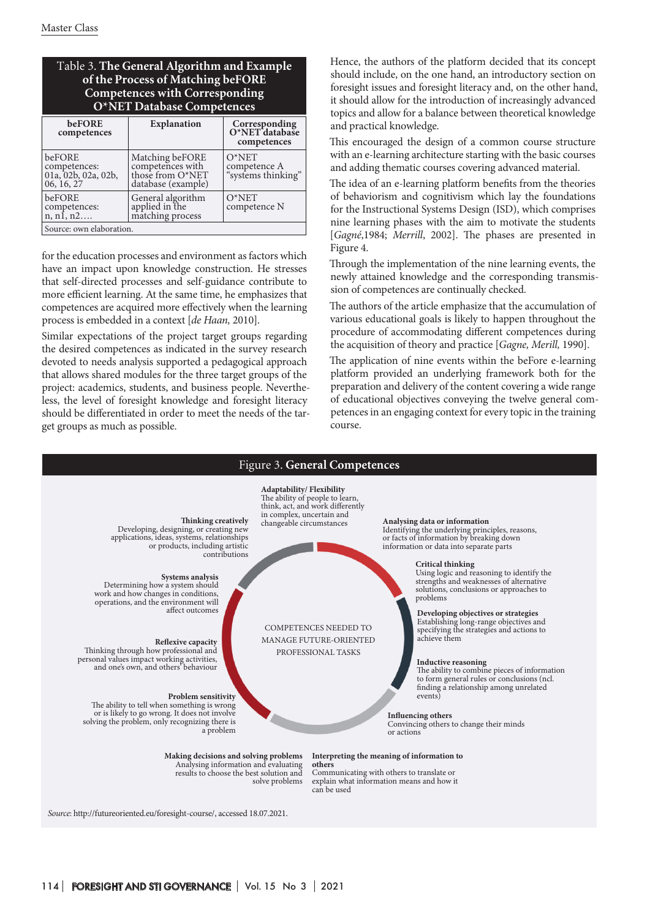Table 3. **The General Algorithm and Example of the Process of Matching beFORE Competences with Corresponding O*NET Database Competences**

| beFORE competences | Explanation | Corresponding O*NET database competences |
|---|---|---|
| beFORE competences: 01a, 02b, 02a, 02b, 06, 16, 27 | Matching beFORE competences with those from O*NET database (example) | O*NET competence A "systems thinking" |
| beFORE competences: n, n1, n2…. | General algorithm applied in the matching process | O*NET competence N |

Source: own elaboration.

for the education processes and environment as factors which have an impact upon knowledge construction. He stresses that self-directed processes and self-guidance contribute to more efficient learning. At the same time, he emphasizes that competences are acquired more effectively when the learning process is embedded in a context [*de Haan,* 2010].

Similar expectations of the project target groups regarding the desired competences as indicated in the survey research devoted to needs analysis supported a pedagogical approach that allows shared modules for the three target groups of the project: academics, students, and business people. Nevertheless, the level of foresight knowledge and foresight literacy should be differentiated in order to meet the needs of the target groups as much as possible.

Hence, the authors of the platform decided that its concept should include, on the one hand, an introductory section on foresight issues and foresight literacy and, on the other hand, it should allow for the introduction of increasingly advanced topics and allow for a balance between theoretical knowledge and practical knowledge.

This encouraged the design of a common course structure with an e-learning architecture starting with the basic courses and adding thematic courses covering advanced material.

The idea of an e-learning platform benefits from the theories of behaviorism and cognitivism which lay the foundations for the Instructional Systems Design (ISD), which comprises nine learning phases with the aim to motivate the students [*Gagné*,1984; *Merrill*, 2002]. The phases are presented in Figure 4.

Through the implementation of the nine learning events, the newly attained knowledge and the corresponding transmission of competences are continually checked.

The authors of the article emphasize that the accumulation of various educational goals is likely to happen throughout the procedure of accommodating different competences during the acquisition of theory and practice [*Gagne, Merill,* 1990].

The application of nine events within the beFore e-learning platform provided an underlying framework both for the preparation and delivery of the content covering a wide range of educational objectives conveying the twelve general competences in an engaging context for every topic in the training course.

Figure 3. **General Competences**

COMPETENCES NEEDED TO MANAGE FUTURE-ORIENTED PROFESSIONAL TASKS

**Adaptability/ Flexibility**
The ability of people to learn, think, act, and work differently in complex, uncertain and changeable circumstances

**Analysing data or information**
Identifying the underlying principles, reasons, or facts of information by breaking down information or data into separate parts

**Critical thinking**
Using logic and reasoning to identify the strengths and weaknesses of alternative solutions, conclusions or approaches to problems

**Developing objectives or strategies**
Establishing long-range objectives and specifying the strategies and actions to achieve them

**Inductive reasoning**
The ability to combine pieces of information to form general rules or conclusions (ncl. finding a relationship among unrelated events)

**Influencing others**
Convincing others to change their minds or actions

**Interpreting the meaning of information to others**
Communicating with others to translate or explain what information means and how it can be used

**Making decisions and solving problems**
Analysing information and evaluating results to choose the best solution and solve problems

**Problem sensitivity**
The ability to tell when something is wrong or is likely to go wrong. It does not involve solving the problem, only recognizing there is a problem

**Reflexive capacity**
Thinking through how professional and personal values impact working activities, and one's own, and others' behaviour

**Systems analysis**
Determining how a system should work and how changes in conditions, operations, and the environment will affect outcomes

**Thinking creatively**
Developing, designing, or creating new applications, ideas, systems, relationships or products, including artistic contributions

*Source*: http://futureoriented.eu/foresight-course/, accessed 18.07.2021.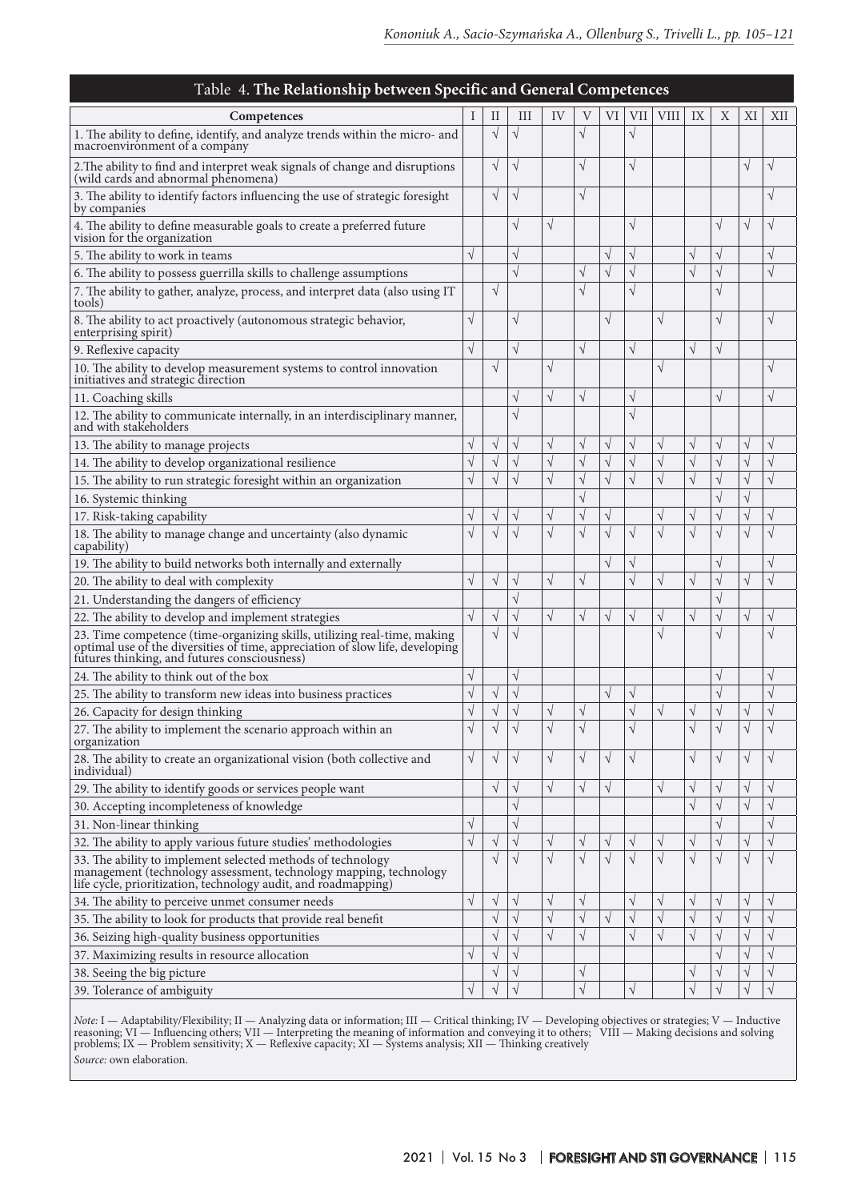Table 4. **The Relationship between Specific and General Competences**

| Competences | I | II | III | IV | V | VI | VII | VIII | IX | X | XI | XII |
|---|---|---|---|---|---|---|---|---|---|---|---|---|
| 1. The ability to define, identify, and analyze trends within the micro- and macroenvironment of a company | | √ | √ | | √ | | √ | | | | | |
| 2.The ability to find and interpret weak signals of change and disruptions (wild cards and abnormal phenomena) | | √ | √ | | √ | | √ | | | | √ | √ |
| 3. The ability to identify factors influencing the use of strategic foresight by companies | | √ | √ | | √ | | | | | | | √ |
| 4. The ability to define measurable goals to create a preferred future vision for the organization | | | √ | √ | | | √ | | | √ | √ | √ |
| 5. The ability to work in teams | √ | | √ | | | √ | √ | | √ | √ | | √ |
| 6. The ability to possess guerrilla skills to challenge assumptions | | | √ | | √ | √ | √ | | √ | √ | | √ |
| 7. The ability to gather, analyze, process, and interpret data (also using IT tools) | | √ | | | √ | | √ | | | √ | | |
| 8. The ability to act proactively (autonomous strategic behavior, enterprising spirit) | √ | | √ | | | √ | | √ | | √ | | √ |
| 9. Reflexive capacity | √ | | √ | | √ | | √ | | √ | √ | | |
| 10. The ability to develop measurement systems to control innovation initiatives and strategic direction | | √ | | √ | | | | √ | | | | √ |
| 11. Coaching skills | | | √ | √ | √ | | √ | | | √ | | √ |
| 12. The ability to communicate internally, in an interdisciplinary manner, and with stakeholders | | | √ | | | | √ | | | | | |
| 13. The ability to manage projects | √ | √ | √ | √ | √ | √ | √ | √ | √ | √ | √ | √ |
| 14. The ability to develop organizational resilience | √ | √ | √ | √ | √ | √ | √ | √ | √ | √ | √ | √ |
| 15. The ability to run strategic foresight within an organization | √ | √ | √ | √ | √ | √ | √ | √ | √ | √ | √ | √ |
| 16. Systemic thinking | | | | | √ | | | | | √ | √ | |
| 17. Risk-taking capability | √ | √ | √ | √ | √ | √ | | √ | √ | √ | √ | √ |
| 18. The ability to manage change and uncertainty (also dynamic capability) | √ | √ | √ | √ | √ | √ | √ | √ | √ | √ | √ | √ |
| 19. The ability to build networks both internally and externally | | | | | | √ | √ | | | √ | | √ |
| 20. The ability to deal with complexity | √ | √ | √ | √ | √ | | √ | √ | √ | √ | √ | √ |
| 21. Understanding the dangers of efficiency | | | √ | | | | | | | √ | | |
| 22. The ability to develop and implement strategies | √ | √ | √ | √ | √ | √ | √ | √ | √ | √ | √ | √ |
| 23. Time competence (time-organizing skills, utilizing real-time, making optimal use of the diversities of time, appreciation of slow life, developing futures thinking, and futures consciousness) | | √ | √ | | | | | √ | | √ | | √ |
| 24. The ability to think out of the box | √ | | √ | | | | | | | √ | | √ |
| 25. The ability to transform new ideas into business practices | √ | √ | √ | | | √ | √ | | | √ | | √ |
| 26. Capacity for design thinking | √ | √ | √ | √ | √ | | √ | √ | √ | √ | √ | √ |
| 27. The ability to implement the scenario approach within an organization | √ | √ | √ | √ | √ | | √ | | √ | √ | √ | √ |
| 28. The ability to create an organizational vision (both collective and individual) | √ | √ | √ | √ | √ | √ | √ | | √ | √ | √ | √ |
| 29. The ability to identify goods or services people want | | √ | √ | √ | √ | √ | | √ | √ | √ | √ | √ |
| 30. Accepting incompleteness of knowledge | | | √ | | | | | | √ | √ | √ | √ |
| 31. Non-linear thinking | √ | | √ | | | | | | | √ | | √ |
| 32. The ability to apply various future studies' methodologies | √ | √ | √ | √ | √ | √ | √ | √ | √ | √ | √ | √ |
| 33. The ability to implement selected methods of technology management (technology assessment, technology mapping, technology life cycle, prioritization, technology audit, and roadmapping) | | √ | √ | √ | √ | √ | √ | √ | √ | √ | √ | √ |
| 34. The ability to perceive unmet consumer needs | √ | √ | √ | √ | √ | | √ | √ | √ | √ | √ | √ |
| 35. The ability to look for products that provide real benefit | | √ | √ | √ | √ | √ | √ | √ | √ | √ | √ | √ |
| 36. Seizing high-quality business opportunities | | √ | √ | √ | √ | | √ | √ | √ | √ | √ | √ |
| 37. Maximizing results in resource allocation | √ | √ | √ | | | | | | | √ | √ | √ |
| 38. Seeing the big picture | | √ | √ | | √ | | | | √ | √ | √ | √ |
| 39. Tolerance of ambiguity | √ | √ | √ | | √ | | √ | | √ | √ | √ | √ |

*Note:* I — Adaptability/Flexibility; II — Analyzing data or information; III — Critical thinking; IV — Developing objectives or strategies; V — Inductive reasoning; VI — Influencing others; VII — Interpreting the meaning of information and conveying it to others; VIII — Making decisions and solving problems; IX — Problem sensitivity; X — Reflexive capacity; XI — Systems analysis; XII — Thinking creatively

*Source:* own elaboration.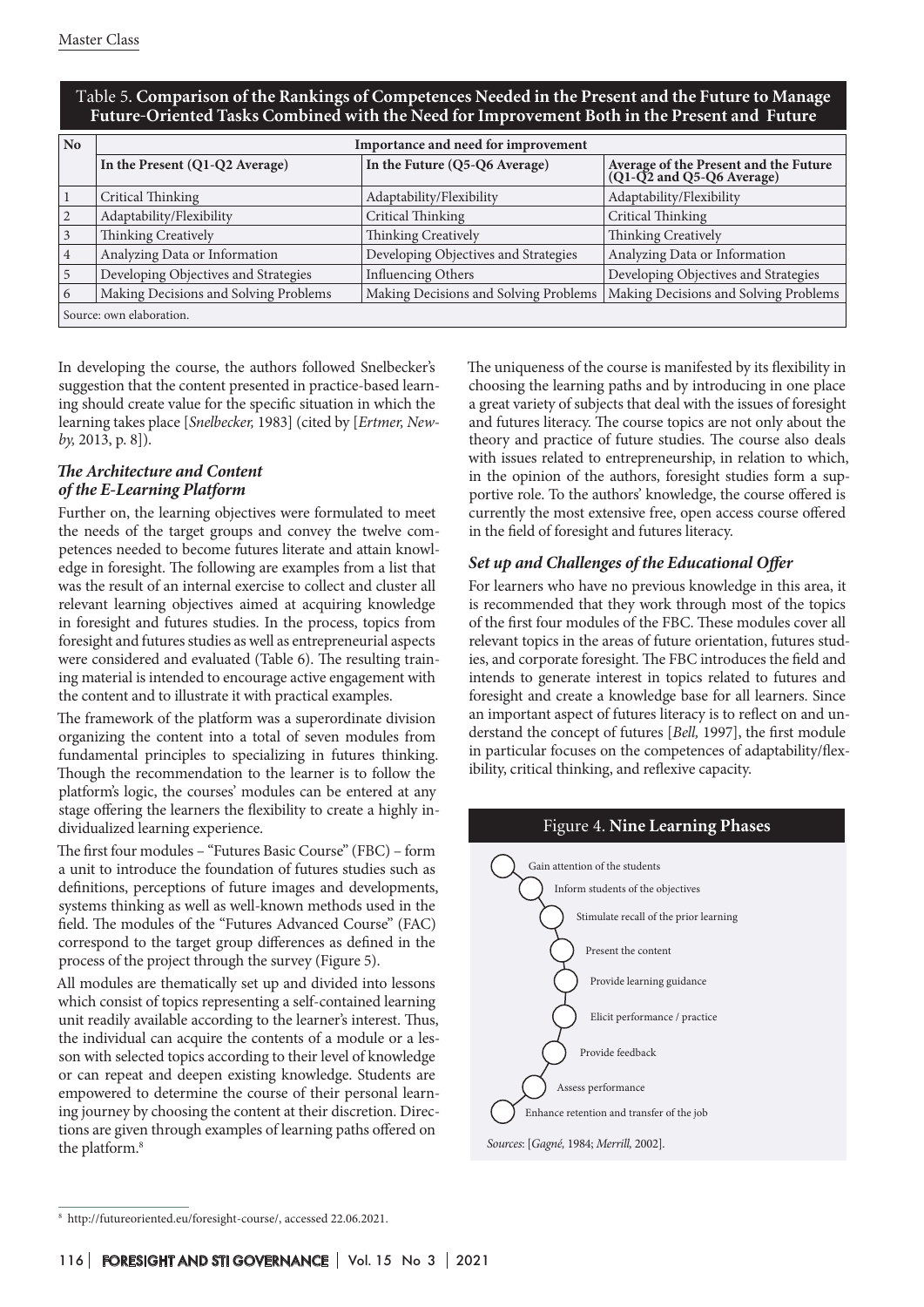Table 5. **Comparison of the Rankings of Competences Needed in the Present and the Future to Manage Future-Oriented Tasks Combined with the Need for Improvement Both in the Present and Future**

| No | Importance and need for improvement | | |
|---|---|---|---|
| | **In the Present (Q1-Q2 Average)** | **In the Future (Q5-Q6 Average)** | **Average of the Present and the Future (Q1-Q2 and Q5-Q6 Average)** |
| 1 | Critical Thinking | Adaptability/Flexibility | Adaptability/Flexibility |
| 2 | Adaptability/Flexibility | Critical Thinking | Critical Thinking |
| 3 | Thinking Creatively | Thinking Creatively | Thinking Creatively |
| 4 | Analyzing Data or Information | Developing Objectives and Strategies | Analyzing Data or Information |
| 5 | Developing Objectives and Strategies | Influencing Others | Developing Objectives and Strategies |
| 6 | Making Decisions and Solving Problems | Making Decisions and Solving Problems | Making Decisions and Solving Problems |

Source: own elaboration.

In developing the course, the authors followed Snelbecker's suggestion that the content presented in practice-based learning should create value for the specific situation in which the learning takes place [*Snelbecker,* 1983] (cited by [*Ertmer, Newby,* 2013, p. 8]).

### *The Architecture and Content of the E-Learning Platform*

Further on, the learning objectives were formulated to meet the needs of the target groups and convey the twelve competences needed to become futures literate and attain knowledge in foresight. The following are examples from a list that was the result of an internal exercise to collect and cluster all relevant learning objectives aimed at acquiring knowledge in foresight and futures studies. In the process, topics from foresight and futures studies as well as entrepreneurial aspects were considered and evaluated (Table 6). The resulting training material is intended to encourage active engagement with the content and to illustrate it with practical examples.

The framework of the platform was a superordinate division organizing the content into a total of seven modules from fundamental principles to specializing in futures thinking. Though the recommendation to the learner is to follow the platform's logic, the courses' modules can be entered at any stage offering the learners the flexibility to create a highly individualized learning experience.

The first four modules – "Futures Basic Course" (FBC) – form a unit to introduce the foundation of futures studies such as definitions, perceptions of future images and developments, systems thinking as well as well-known methods used in the field. The modules of the "Futures Advanced Course" (FAC) correspond to the target group differences as defined in the process of the project through the survey (Figure 5).

All modules are thematically set up and divided into lessons which consist of topics representing a self-contained learning unit readily available according to the learner's interest. Thus, the individual can acquire the contents of a module or a lesson with selected topics according to their level of knowledge or can repeat and deepen existing knowledge. Students are empowered to determine the course of their personal learning journey by choosing the content at their discretion. Directions are given through examples of learning paths offered on the platform.[8]

The uniqueness of the course is manifested by its flexibility in choosing the learning paths and by introducing in one place a great variety of subjects that deal with the issues of foresight and futures literacy. The course topics are not only about the theory and practice of future studies. The course also deals with issues related to entrepreneurship, in relation to which, in the opinion of the authors, foresight studies form a supportive role. To the authors' knowledge, the course offered is currently the most extensive free, open access course offered in the field of foresight and futures literacy.

### *Set up and Challenges of the Educational Offer*

For learners who have no previous knowledge in this area, it is recommended that they work through most of the topics of the first four modules of the FBC. These modules cover all relevant topics in the areas of future orientation, futures studies, and corporate foresight. The FBC introduces the field and intends to generate interest in topics related to futures and foresight and create a knowledge base for all learners. Since an important aspect of futures literacy is to reflect on and understand the concept of futures [*Bell,* 1997], the first module in particular focuses on the competences of adaptability/flexibility, critical thinking, and reflexive capacity.

Figure 4. **Nine Learning Phases**

- Gain attention of the students
- Inform students of the objectives
- Stimulate recall of the prior learning
- Present the content
- Provide learning guidance
- Elicit performance / practice
- Provide feedback
- Assess performance
- Enhance retention and transfer of the job

*Sources*: [*Gagné,* 1984; *Merrill,* 2002].

[8] http://futureoriented.eu/foresight-course/, accessed 22.06.2021.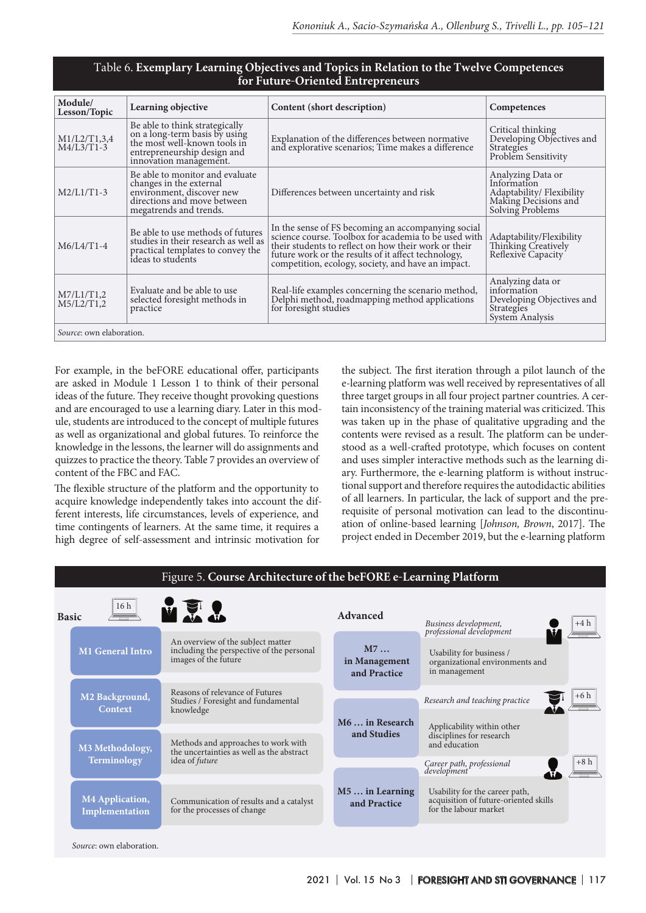Table 6. **Exemplary Learning Objectives and Topics in Relation to the Twelve Competences for Future-Oriented Entrepreneurs**

| Module/ Lesson/Topic | Learning objective | Content (short description) | Competences |
|---|---|---|---|
| M1/L2/T1,3,4 M4/L3/T1-3 | Be able to think strategically on a long-term basis by using the most well-known tools in entrepreneurship design and innovation management. | Explanation of the differences between normative and explorative scenarios; Time makes a difference | Critical thinking Developing Objectives and Strategies Problem Sensitivity |
| M2/L1/T1-3 | Be able to monitor and evaluate changes in the external environment, discover new directions and move between megatrends and trends. | Differences between uncertainty and risk | Analyzing Data or Information Adaptability/ Flexibility Making Decisions and Solving Problems |
| M6/L4/T1-4 | Be able to use methods of futures studies in their research as well as practical templates to convey the ideas to students | In the sense of FS becoming an accompanying social science course. Toolbox for academia to be used with their students to reflect on how their work or their future work or the results of it affect technology, competition, ecology, society, and have an impact. | Adaptability/Flexibility Thinking Creatively Reflexive Capacity |
| M7/L1/T1,2 M5/L2/T1,2 | Evaluate and be able to use selected foresight methods in practice | Real-life examples concerning the scenario method, Delphi method, roadmapping method applications for foresight studies | Analyzing data or information Developing Objectives and Strategies System Analysis |

*Source*: own elaboration.

For example, in the beFORE educational offer, participants are asked in Module 1 Lesson 1 to think of their personal ideas of the future. They receive thought provoking questions and are encouraged to use a learning diary. Later in this module, students are introduced to the concept of multiple futures as well as organizational and global futures. To reinforce the knowledge in the lessons, the learner will do assignments and quizzes to practice the theory. Table 7 provides an overview of content of the FBC and FAC.

The flexible structure of the platform and the opportunity to acquire knowledge independently takes into account the different interests, life circumstances, levels of experience, and time contingents of learners. At the same time, it requires a high degree of self-assessment and intrinsic motivation for the subject. The first iteration through a pilot launch of the e-learning platform was well received by representatives of all three target groups in all four project partner countries. A certain inconsistency of the training material was criticized. This was taken up in the phase of qualitative upgrading and the contents were revised as a result. The platform can be understood as a well-crafted prototype, which focuses on content and uses simpler interactive methods such as the learning diary. Furthermore, the e-learning platform is without instructional support and therefore requires the autodidactic abilities of all learners. In particular, the lack of support and the prerequisite of personal motivation can lead to the discontinuation of online-based learning [*Johnson, Brown*, 2017]. The project ended in December 2019, but the e-learning platform

Figure 5. **Course Architecture of the beFORE e-Learning Platform**

**Basic** (16 h)

| Module | Description |
|---|---|
| **M1 General Intro** | An overview of the subJect matter including the perspective of the personal images of the future |
| **M2 Background, Context** | Reasons of relevance of Futures Studies / Foresight and fundamental knowledge |
| **M3 Methodology, Terminology** | Methods and approaches to work with the uncertainties as well as the abstract idea of *future* |
| **M4 Application, Implementation** | Communication of results and a catalyst for the processes of change |

**Advanced**

| Module | Target | Description | Hours |
|---|---|---|---|
| **M7 … in Management and Practice** | *Business development, professional development* | Usability for business / organizational environments and in management | +4 h |
| **M6 … in Research and Studies** | *Research and teaching practice* | Applicability within other disciplines for research and education | +6 h |
| **M5 … in Learning and Practice** | *Career path, professional development* | Usability for the career path, acquisition of future-oriented skills for the labour market | +8 h |

*Source*: own elaboration.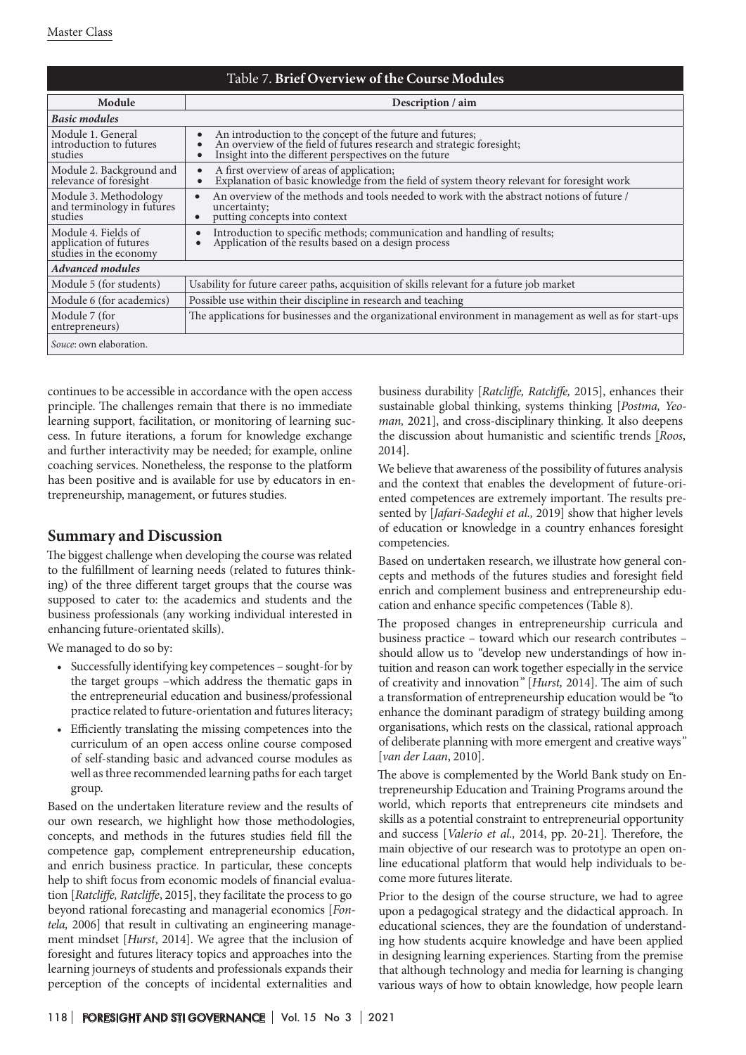Table 7. **Brief Overview of the Course Modules**

| Module | Description / aim |
|---|---|
| ***Basic modules*** | |
| Module 1. General introduction to futures studies | • An introduction to the concept of the future and futures;<br>• An overview of the field of futures research and strategic foresight;<br>• Insight into the different perspectives on the future |
| Module 2. Background and relevance of foresight | • A first overview of areas of application;<br>• Explanation of basic knowledge from the field of system theory relevant for foresight work |
| Module 3. Methodology and terminology in futures studies | • An overview of the methods and tools needed to work with the abstract notions of future / uncertainty;<br>• putting concepts into context |
| Module 4. Fields of application of futures studies in the economy | • Introduction to specific methods; communication and handling of results;<br>• Application of the results based on a design process |
| ***Advanced modules*** | |
| Module 5 (for students) | Usability for future career paths, acquisition of skills relevant for a future job market |
| Module 6 (for academics) | Possible use within their discipline in research and teaching |
| Module 7 (for entrepreneurs) | The applications for businesses and the organizational environment in management as well as for start-ups |

*Souce*: own elaboration.

continues to be accessible in accordance with the open access principle. The challenges remain that there is no immediate learning support, facilitation, or monitoring of learning success. In future iterations, a forum for knowledge exchange and further interactivity may be needed; for example, online coaching services. Nonetheless, the response to the platform has been positive and is available for use by educators in entrepreneurship, management, or futures studies.

## Summary and Discussion

The biggest challenge when developing the course was related to the fulfillment of learning needs (related to futures thinking) of the three different target groups that the course was supposed to cater to: the academics and students and the business professionals (any working individual interested in enhancing future-orientated skills).

We managed to do so by:

- Successfully identifying key competences – sought-for by the target groups –which address the thematic gaps in the entrepreneurial education and business/professional practice related to future-orientation and futures literacy;
- Efficiently translating the missing competences into the curriculum of an open access online course composed of self-standing basic and advanced course modules as well as three recommended learning paths for each target group.

Based on the undertaken literature review and the results of our own research, we highlight how those methodologies, concepts, and methods in the futures studies field fill the competence gap, complement entrepreneurship education, and enrich business practice. In particular, these concepts help to shift focus from economic models of financial evaluation [*Ratcliffe, Ratcliffe*, 2015], they facilitate the process to go beyond rational forecasting and managerial economics [*Fontela,* 2006] that result in cultivating an engineering management mindset [*Hurst*, 2014]. We agree that the inclusion of foresight and futures literacy topics and approaches into the learning journeys of students and professionals expands their perception of the concepts of incidental externalities and business durability [*Ratcliffe, Ratcliffe,* 2015], enhances their sustainable global thinking, systems thinking [*Postma, Yeoman,* 2021], and cross-disciplinary thinking. It also deepens the discussion about humanistic and scientific trends [*Roos*, 2014].

We believe that awareness of the possibility of futures analysis and the context that enables the development of future-oriented competences are extremely important. The results presented by [*Jafari-Sadeghi et al.,* 2019] show that higher levels of education or knowledge in a country enhances foresight competencies.

Based on undertaken research, we illustrate how general concepts and methods of the futures studies and foresight field enrich and complement business and entrepreneurship education and enhance specific competences (Table 8).

The proposed changes in entrepreneurship curricula and business practice – toward which our research contributes – should allow us to "develop new understandings of how intuition and reason can work together especially in the service of creativity and innovation" [*Hurst,* 2014]. The aim of such a transformation of entrepreneurship education would be "to enhance the dominant paradigm of strategy building among organisations, which rests on the classical, rational approach of deliberate planning with more emergent and creative ways" [*van der Laan*, 2010].

The above is complemented by the World Bank study on Entrepreneurship Education and Training Programs around the world, which reports that entrepreneurs cite mindsets and skills as a potential constraint to entrepreneurial opportunity and success [*Valerio et al.,* 2014, pp. 20-21]. Therefore, the main objective of our research was to prototype an open online educational platform that would help individuals to become more futures literate.

Prior to the design of the course structure, we had to agree upon a pedagogical strategy and the didactical approach. In educational sciences, they are the foundation of understanding how students acquire knowledge and have been applied in designing learning experiences. Starting from the premise that although technology and media for learning is changing various ways of how to obtain knowledge, how people learn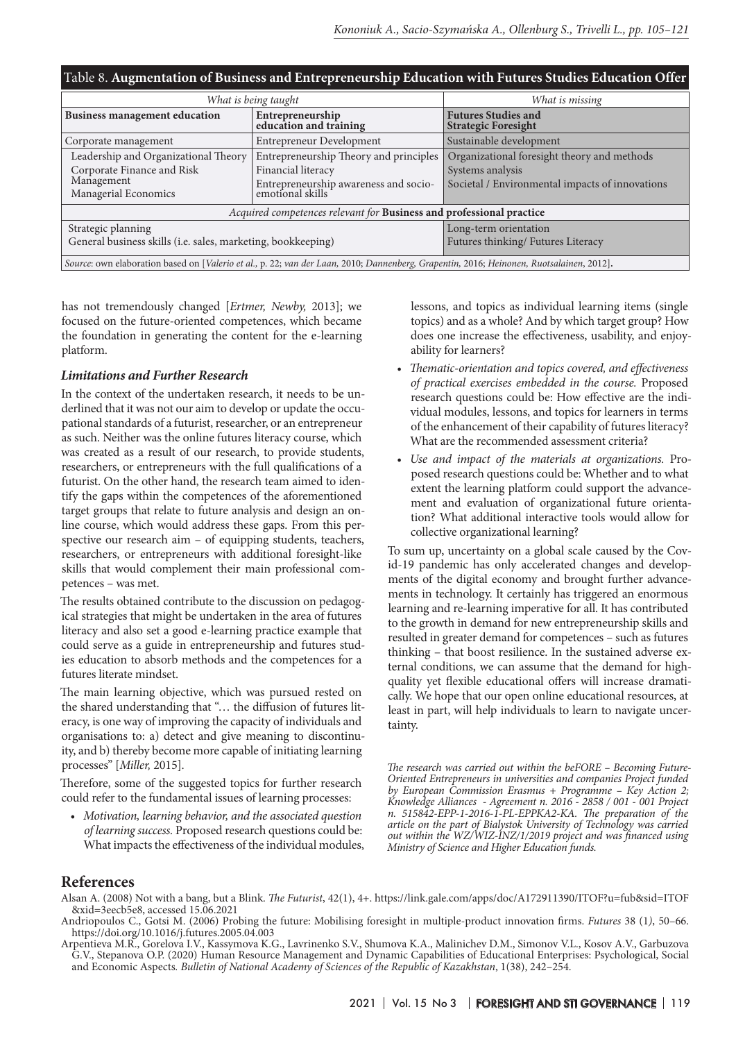Table 8. **Augmentation of Business and Entrepreneurship Education with Futures Studies Education Offer**

| *What is being taught* | | *What is missing* |
|---|---|---|
| **Business management education** | **Entrepreneurship education and training** | **Futures Studies and Strategic Foresight** |
| Corporate management | Entrepreneur Development | Sustainable development |
| Leadership and Organizational Theory<br>Corporate Finance and Risk Management<br>Managerial Economics | Entrepreneurship Theory and principles<br>Financial literacy<br>Entrepreneurship awareness and socio-emotional skills | Organizational foresight theory and methods<br>Systems analysis<br>Societal / Environmental impacts of innovations |
| *Acquired competences relevant for* **Business and professional practice** | | |
| Strategic planning<br>General business skills (i.e. sales, marketing, bookkeeping) | | Long-term orientation<br>Futures thinking/ Futures Literacy |

*Source*: own elaboration based on [*Valerio et al.,* p. 22; *van der Laan,* 2010; *Dannenberg, Grapentin,* 2016; *Heinonen, Ruotsalainen*, 2012].

has not tremendously changed [*Ertmer, Newby,* 2013]; we focused on the future-oriented competences, which became the foundation in generating the content for the e-learning platform.

### *Limitations and Further Research*

In the context of the undertaken research, it needs to be underlined that it was not our aim to develop or update the occupational standards of a futurist, researcher, or an entrepreneur as such. Neither was the online futures literacy course, which was created as a result of our research, to provide students, researchers, or entrepreneurs with the full qualifications of a futurist. On the other hand, the research team aimed to identify the gaps within the competences of the aforementioned target groups that relate to future analysis and design an online course, which would address these gaps. From this perspective our research aim – of equipping students, teachers, researchers, or entrepreneurs with additional foresight-like skills that would complement their main professional competences – was met.

The results obtained contribute to the discussion on pedagogical strategies that might be undertaken in the area of futures literacy and also set a good e-learning practice example that could serve as a guide in entrepreneurship and futures studies education to absorb methods and the competences for a futures literate mindset.

The main learning objective, which was pursued rested on the shared understanding that "… the diffusion of futures literacy, is one way of improving the capacity of individuals and organisations to: a) detect and give meaning to discontinuity, and b) thereby become more capable of initiating learning processes" [*Miller,* 2015].

Therefore, some of the suggested topics for further research could refer to the fundamental issues of learning processes:

- *Motivation, learning behavior, and the associated question of learning success.* Proposed research questions could be: What impacts the effectiveness of the individual modules, lessons, and topics as individual learning items (single topics) and as a whole? And by which target group? How does one increase the effectiveness, usability, and enjoyability for learners?
- *Thematic-orientation and topics covered, and effectiveness of practical exercises embedded in the course.* Proposed research questions could be: How effective are the individual modules, lessons, and topics for learners in terms of the enhancement of their capability of futures literacy? What are the recommended assessment criteria?
- *Use and impact of the materials at organizations.* Proposed research questions could be: Whether and to what extent the learning platform could support the advancement and evaluation of organizational future orientation? What additional interactive tools would allow for collective organizational learning?

To sum up, uncertainty on a global scale caused by the Covid-19 pandemic has only accelerated changes and developments of the digital economy and brought further advancements in technology. It certainly has triggered an enormous learning and re-learning imperative for all. It has contributed to the growth in demand for new entrepreneurship skills and resulted in greater demand for competences – such as futures thinking – that boost resilience. In the sustained adverse external conditions, we can assume that the demand for high-quality yet flexible educational offers will increase dramatically. We hope that our open online educational resources, at least in part, will help individuals to learn to navigate uncertainty.

*The research was carried out within the beFORE – Becoming Future-Oriented Entrepreneurs in universities and companies Project funded by European Commission Erasmus + Programme – Key Action 2; Knowledge Alliances - Agreement n. 2016 - 2858 / 001 - 001 Project n. 515842-EPP-1-2016-1-PL-EPPKA2-KA. The preparation of the article on the part of Bialystok University of Technology was carried out within the WZ/WIZ-INZ/1/2019 project and was financed using Ministry of Science and Higher Education funds.*

## References

Alsan A. (2008) Not with a bang, but a Blink. *The Futurist*, 42(1), 4+. https://link.gale.com/apps/doc/A172911390/ITOF?u=fub&sid=ITOF&xid=3eecb5e8, accessed 15.06.2021

Andriopoulos C., Gotsi M. (2006) Probing the future: Mobilising foresight in multiple-product innovation firms. *Futures* 38 (1), 50–66. https://doi.org/10.1016/j.futures.2005.04.003

Arpentieva M.R., Gorelova I.V., Kassymova K.G., Lavrinenko S.V., Shumova K.A., Malinichev D.M., Simonov V.L., Kosov A.V., Garbuzova G.V., Stepanova O.P. (2020) Human Resource Management and Dynamic Capabilities of Educational Enterprises: Psychological, Social and Economic Aspects. *Bulletin of National Academy of Sciences of the Republic of Kazakhstan*, 1(38), 242–254.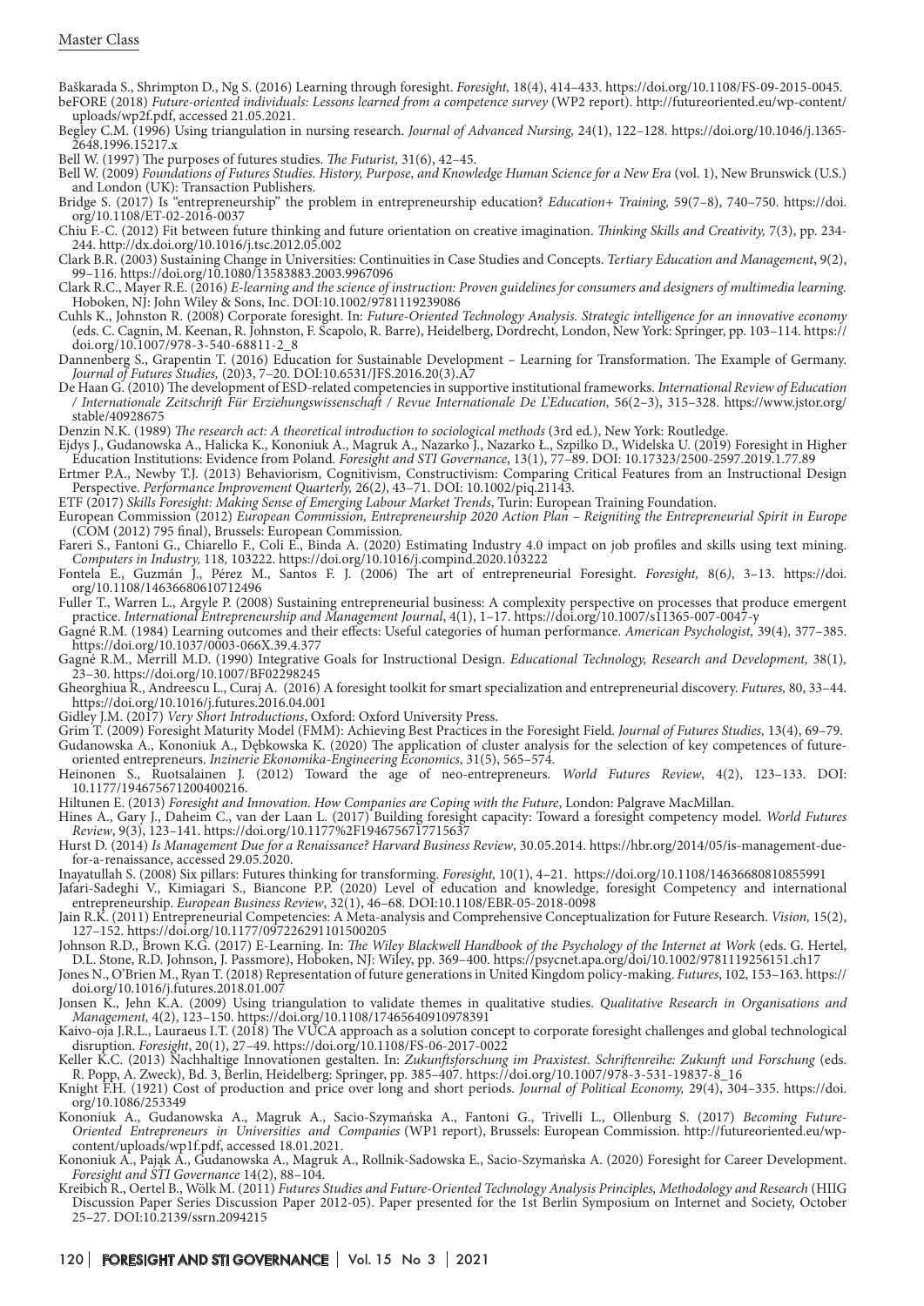Baškarada S., Shrimpton D., Ng S. (2016) Learning through foresight. *Foresight,* 18(4), 414–433. https://doi.org/10.1108/FS-09-2015-0045.

beFORE (2018) *Future-oriented individuals: Lessons learned from a competence survey* (WP2 report). http://futureoriented.eu/wp-content/uploads/wp2f.pdf, accessed 21.05.2021.

Begley C.M. (1996) Using triangulation in nursing research. *Journal of Advanced Nursing,* 24(1), 122–128. https://doi.org/10.1046/j.1365-2648.1996.15217.x

Bell W. (1997) The purposes of futures studies. *The Futurist,* 31(6), 42–45.

Bell W. (2009) *Foundations of Futures Studies. History, Purpose, and Knowledge Human Science for a New Era* (vol. 1), New Brunswick (U.S.) and London (UK): Transaction Publishers.

Bridge S. (2017) Is "entrepreneurship" the problem in entrepreneurship education? *Education+ Training,* 59(7–8), 740–750. https://doi.org/10.1108/ET-02-2016-0037

Chiu F.-C. (2012) Fit between future thinking and future orientation on creative imagination. *Thinking Skills and Creativity,* 7(3), pp. 234-244. http://dx.doi.org/10.1016/j.tsc.2012.05.002

Clark B.R. (2003) Sustaining Change in Universities: Continuities in Case Studies and Concepts. *Tertiary Education and Management*, 9(2), 99–116. https://doi.org/10.1080/13583883.2003.9967096

Clark R.C., Mayer R.E. (2016) *E-learning and the science of instruction: Proven guidelines for consumers and designers of multimedia learning.* Hoboken, NJ: John Wiley & Sons, Inc. DOI:10.1002/9781119239086

Cuhls K., Johnston R. (2008) Corporate foresight. In: *Future-Oriented Technology Analysis. Strategic intelligence for an innovative economy* (eds. C. Cagnin, M. Keenan, R. Johnston, F. Scapolo, R. Barre), Heidelberg, Dordrecht, London, New York: Springer, pp. 103–114. https://doi.org/10.1007/978-3-540-68811-2_8

Dannenberg S., Grapentin T. (2016) Education for Sustainable Development – Learning for Transformation. The Example of Germany. *Journal of Futures Studies,* (20)3, 7–20. DOI:10.6531/JFS.2016.20(3).A7

De Haan G. (2010) The development of ESD-related competencies in supportive institutional frameworks. *International Review of Education / Internationale Zeitschrift Für Erziehungswissenschaft / Revue Internationale De L'Education,* 56(2–3), 315–328. https://www.jstor.org/stable/40928675

Denzin N.K. (1989) *The research act: A theoretical introduction to sociological methods* (3rd ed.), New York: Routledge.

Ejdys J., Gudanowska A., Halicka K., Kononiuk A., Magruk A., Nazarko J., Nazarko Ł., Szpilko D., Widelska U. (2019) Foresight in Higher Education Institutions: Evidence from Poland. *Foresight and STI Governance*, 13(1), 77–89. DOI: 10.17323/2500-2597.2019.1.77.89

Ertmer P.A., Newby T.J. (2013) Behaviorism, Cognitivism, Constructivism: Comparing Critical Features from an Instructional Design Perspective. *Performance Improvement Quarterly,* 26(2), 43–71. DOI: 10.1002/piq.21143.

ETF (2017) *Skills Foresight: Making Sense of Emerging Labour Market Trends*, Turin: European Training Foundation.

European Commission (2012) *European Commission, Entrepreneurship 2020 Action Plan – Reigniting the Entrepreneurial Spirit in Europe* (COM (2012) 795 final), Brussels: European Commission.

Fareri S., Fantoni G., Chiarello F., Coli E., Binda A. (2020) Estimating Industry 4.0 impact on job profiles and skills using text mining. *Computers in Industry,* 118, 103222. https://doi.org/10.1016/j.compind.2020.103222

Fontela E., Guzmán J., Pérez M., Santos F. J. (2006) The art of entrepreneurial Foresight. *Foresight,* 8(6), 3–13. https://doi.org/10.1108/14636680610712496

Fuller T., Warren L., Argyle P. (2008) Sustaining entrepreneurial business: A complexity perspective on processes that produce emergent practice. *International Entrepreneurship and Management Journal*, 4(1), 1–17. https://doi.org/10.1007/s11365-007-0047-y

Gagné R.M. (1984) Learning outcomes and their effects: Useful categories of human performance. *American Psychologist,* 39(4), 377–385. https://doi.org/10.1037/0003-066X.39.4.377

Gagné R.M., Merrill M.D. (1990) Integrative Goals for Instructional Design. *Educational Technology, Research and Development,* 38(1), 23–30. https://doi.org/10.1007/BF02298245

Gheorghiua R., Andreescu L., Curaj A. (2016) A foresight toolkit for smart specialization and entrepreneurial discovery. *Futures,* 80, 33–44. https://doi.org/10.1016/j.futures.2016.04.001

Gidley J.M. (2017) *Very Short Introductions*, Oxford: Oxford University Press.

Grim T. (2009) Foresight Maturity Model (FMM): Achieving Best Practices in the Foresight Field. *Journal of Futures Studies,* 13(4), 69–79.

Gudanowska A., Kononiuk A., Dębkowska K. (2020) The application of cluster analysis for the selection of key competences of future-oriented entrepreneurs. *Inzinerie Ekonomika-Engineering Economics*, 31(5), 565–574.

Heinonen S., Ruotsalainen J. (2012) Toward the age of neo-entrepreneurs. *World Futures Review*, 4(2), 123–133. DOI: 10.1177/194675671200400216.

Hiltunen E. (2013) *Foresight and Innovation. How Companies are Coping with the Future*, London: Palgrave MacMillan.

Hines A., Gary J., Daheim C., van der Laan L. (2017) Building foresight capacity: Toward a foresight competency model. *World Futures Review*, 9(3), 123–141. https://doi.org/10.1177%2F1946756717715637

Hurst D. (2014) *Is Management Due for a Renaissance? Harvard Business Review*, 30.05.2014. https://hbr.org/2014/05/is-management-due-for-a-renaissance, accessed 29.05.2020.

Inayatullah S. (2008) Six pillars: Futures thinking for transforming. *Foresight,* 10(1), 4–21. https://doi.org/10.1108/14636680810855991

Jafari-Sadeghi V., Kimiagari S., Biancone P.P. (2020) Level of education and knowledge, foresight Competency and international entrepreneurship. *European Business Review*, 32(1), 46–68. DOI:10.1108/EBR-05-2018-0098

Jain R.K. (2011) Entrepreneurial Competencies: A Meta-analysis and Comprehensive Conceptualization for Future Research. *Vision,* 15(2), 127–152. https://doi.org/10.1177/097226291101500205

Johnson R.D., Brown K.G. (2017) E-Learning. In: *The Wiley Blackwell Handbook of the Psychology of the Internet at Work* (eds. G. Hertel, D.L. Stone, R.D. Johnson, J. Passmore), Hoboken, NJ: Wiley, pp. 369–400. https://psycnet.apa.org/doi/10.1002/9781119256151.ch17

Jones N., O'Brien M., Ryan T. (2018) Representation of future generations in United Kingdom policy-making. *Futures*, 102, 153–163. https://doi.org/10.1016/j.futures.2018.01.007

Jonsen K., Jehn K.A. (2009) Using triangulation to validate themes in qualitative studies. *Qualitative Research in Organisations and Management,* 4(2), 123–150. https://doi.org/10.1108/17465640910978391

Kaivo-oja J.R.L., Lauraeus I.T. (2018) The VUCA approach as a solution concept to corporate foresight challenges and global technological disruption. *Foresight*, 20(1), 27–49. https://doi.org/10.1108/FS-06-2017-0022

Keller K.C. (2013) Nachhaltige Innovationen gestalten. In: *Zukunftsforschung im Praxistest. Schriftenreihe: Zukunft und Forschung* (eds. R. Popp, A. Zweck), Bd. 3, Berlin, Heidelberg: Springer, pp. 385–407. https://doi.org/10.1007/978-3-531-19837-8_16

Knight F.H. (1921) Cost of production and price over long and short periods. *Journal of Political Economy,* 29(4), 304–335. https://doi.org/10.1086/253349

Kononiuk A., Gudanowska A., Magruk A., Sacio-Szymańska A., Fantoni G., Trivelli L., Ollenburg S. (2017) *Becoming Future-Oriented Entrepreneurs in Universities and Companies* (WP1 report), Brussels: European Commission. http://futureoriented.eu/wp-content/uploads/wp1f.pdf, accessed 18.01.2021.

Kononiuk A., Pająk A., Gudanowska A., Magruk A., Rollnik-Sadowska E., Sacio-Szymańska A. (2020) Foresight for Career Development. *Foresight and STI Governance* 14(2), 88–104.

Kreibich R., Oertel B., Wölk M. (2011) *Futures Studies and Future-Oriented Technology Analysis Principles, Methodology and Research* (HIIG Discussion Paper Series Discussion Paper 2012-05). Paper presented for the 1st Berlin Symposium on Internet and Society, October 25–27. DOI:10.2139/ssrn.2094215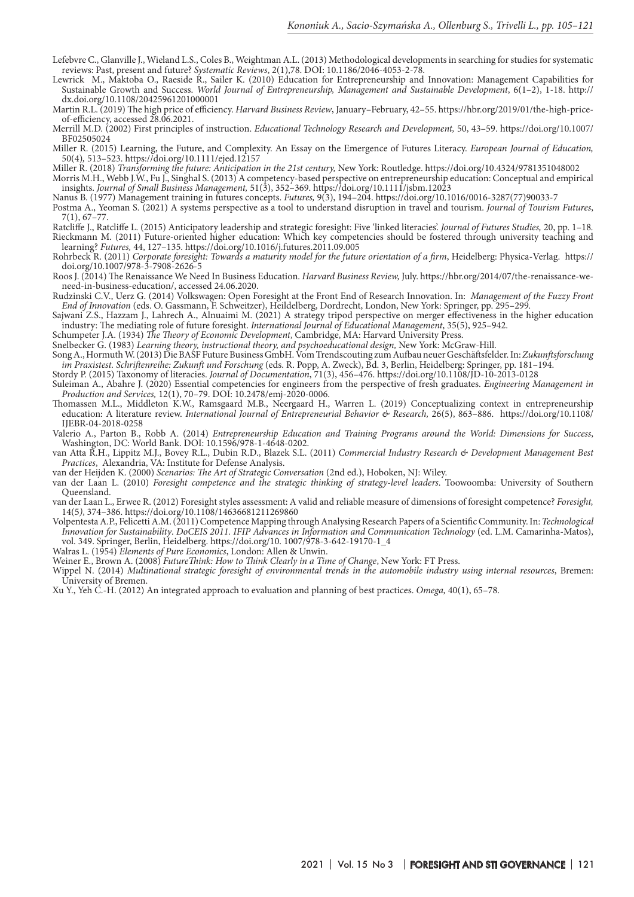Lefebvre C., Glanville J., Wieland L.S., Coles B., Weightman A.L. (2013) Methodological developments in searching for studies for systematic reviews: Past, present and future? *Systematic Reviews*, 2(1),78. DOI: 10.1186/2046-4053-2-78.

Lewrick M., Maktoba O., Raeside R., Sailer K. (2010) Education for Entrepreneurship and Innovation: Management Capabilities for Sustainable Growth and Success. *World Journal of Entrepreneurship, Management and Sustainable Development*, 6(1–2), 1-18. http://dx.doi.org/10.1108/20425961201000001

Martin R.L. (2019) The high price of efficiency. *Harvard Business Review*, January–February, 42–55. https://hbr.org/2019/01/the-high-price-of-efficiency, accessed 28.06.2021.

Merrill M.D. (2002) First principles of instruction. *Educational Technology Research and Development,* 50, 43–59. https://doi.org/10.1007/BF02505024

Miller R. (2015) Learning, the Future, and Complexity. An Essay on the Emergence of Futures Literacy. *European Journal of Education,* 50(4), 513–523. https://doi.org/10.1111/ejed.12157

Miller R. (2018) *Transforming the future: Anticipation in the 21st century,* New York: Routledge. https://doi.org/10.4324/9781351048002

Morris M.H., Webb J.W., Fu J., Singhal S. (2013) A competency-based perspective on entrepreneurship education: Conceptual and empirical insights. *Journal of Small Business Management,* 51(3), 352–369. https://doi.org/10.1111/jsbm.12023

Nanus B. (1977) Management training in futures concepts. *Futures,* 9(3), 194–204. https://doi.org/10.1016/0016-3287(77)90033-7

Postma A., Yeoman S. (2021) A systems perspective as a tool to understand disruption in travel and tourism. *Journal of Tourism Futures*, 7(1), 67–77.

Ratcliffe J., Ratcliffe L. (2015) Anticipatory leadership and strategic foresight: Five 'linked literacies'. *Journal of Futures Studies,* 20, pp. 1–18.

Rieckmann M. (2011) Future-oriented higher education: Which key competencies should be fostered through university teaching and learning? *Futures,* 44, 127–135. https://doi.org/10.1016/j.futures.2011.09.005

Rohrbeck R. (2011) *Corporate foresight: Towards a maturity model for the future orientation of a firm*, Heidelberg: Physica-Verlag. https://doi.org/10.1007/978-3-7908-2626-5

Roos J. (2014) The Renaissance We Need In Business Education. *Harvard Business Review,* July. https://hbr.org/2014/07/the-renaissance-we-need-in-business-education/, accessed 24.06.2020.

Rudzinski C.V., Uerz G. (2014) Volkswagen: Open Foresight at the Front End of Research Innovation. In: *Management of the Fuzzy Front End of Innovation* (eds. O. Gassmann, F. Schweitzer), Heildelberg, Dordrecht, London, New York: Springer, pp. 295–299.

Sajwani Z.S., Hazzam J., Lahrech A., Alnuaimi M. (2021) A strategy tripod perspective on merger effectiveness in the higher education industry: The mediating role of future foresight. *International Journal of Educational Management*, 35(5), 925–942.

Schumpeter J.A. (1934) *The Theory of Economic Development*, Cambridge, MA: Harvard University Press.

Snelbecker G. (1983) *Learning theory, instructional theory, and psychoeducational design,* New York: McGraw-Hill.

Song A., Hormuth W. (2013) Die BASF Future Business GmbH. Vom Trendscouting zum Aufbau neuer Geschäftsfelder. In: *Zukunftsforschung im Praxistest. Schriftenreihe: Zukunft und Forschung* (eds. R. Popp, A. Zweck), Bd. 3, Berlin, Heidelberg: Springer, pp. 181–194.

Stordy P. (2015) Taxonomy of literacies. *Journal of Documentation*, 71(3), 456–476. https://doi.org/10.1108/JD-10-2013-0128

Suleiman A., Abahre J. (2020) Essential competencies for engineers from the perspective of fresh graduates. *Engineering Management in Production and Services,* 12(1), 70–79. DOI: 10.2478/emj-2020-0006.

Thomassen M.L., Middleton K.W., Ramsgaard M.B., Neergaard H., Warren L. (2019) Conceptualizing context in entrepreneurship education: A literature review. *International Journal of Entrepreneurial Behavior & Research,* 26(5), 863–886. https://doi.org/10.1108/IJEBR-04-2018-0258

Valerio A., Parton B., Robb A. (2014) *Entrepreneurship Education and Training Programs around the World: Dimensions for Success*, Washington, DC: World Bank. DOI: 10.1596/978-1-4648-0202.

van Atta R.H., Lippitz M.J., Bovey R.L., Dubin R.D., Blazek S.L. (2011) *Commercial Industry Research & Development Management Best Practices*, Alexandria, VA: Institute for Defense Analysis.

van der Heijden K. (2000) *Scenarios: The Art of Strategic Conversation* (2nd ed.), Hoboken, NJ: Wiley.

van der Laan L. (2010) *Foresight competence and the strategic thinking of strategy-level leaders*. Toowoomba: University of Southern Queensland.

van der Laan L., Erwee R. (2012) Foresight styles assessment: A valid and reliable measure of dimensions of foresight competence? *Foresight,* 14(5), 374–386. https://doi.org/10.1108/14636681211269860

Volpentesta A.P., Felicetti A.M. (2011) Competence Mapping through Analysing Research Papers of a Scientific Community. In: *Technological Innovation for Sustainability*. *DoCEIS 2011. IFIP Advances in Information and Communication Technology* (ed. L.M. Camarinha-Matos), vol. 349. Springer, Berlin, Heidelberg. https://doi.org/10. 1007/978-3-642-19170-1_4

Walras L. (1954) *Elements of Pure Economics*, London: Allen & Unwin.

Weiner E., Brown A. (2008) *FutureThink: How to Think Clearly in a Time of Change*, New York: FT Press.

Wippel N. (2014) *Multinational strategic foresight of environmental trends in the automobile industry using internal resources*, Bremen: University of Bremen.

Xu Y., Yeh C.-H. (2012) An integrated approach to evaluation and planning of best practices. *Omega,* 40(1), 65–78.